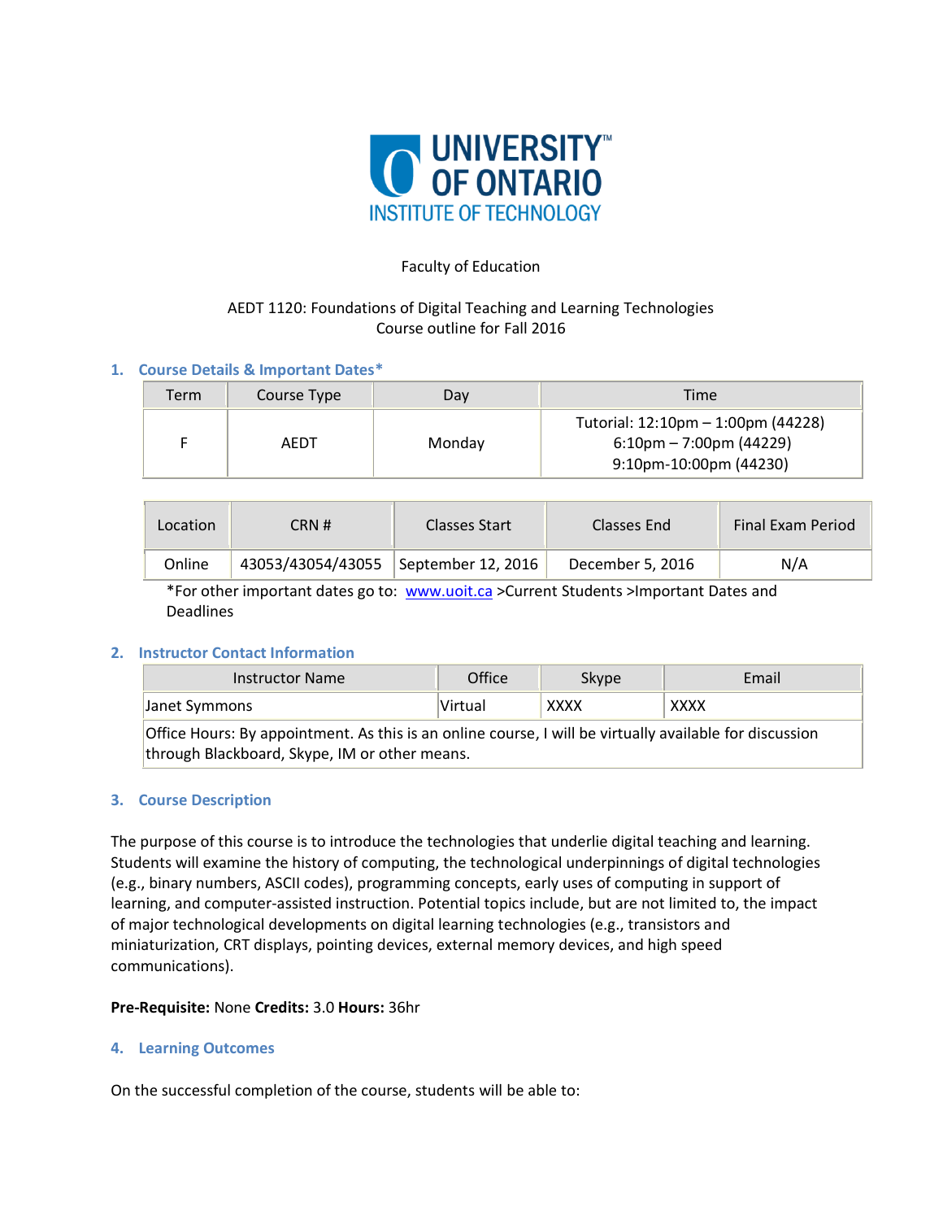UNIVERSITY OF ONTARIO INSTITUTE OF TECHNOLOGY

Faculty of Education

AEDT 1120: Foundations of Digital Teaching and Learning Technologies
Course outline for Fall 2016

## 1. Course Details & Important Dates*

| Term | Course Type | Day | Time |
|---|---|---|---|
| F | AEDT | Monday | Tutorial: 12:10pm – 1:00pm (44228)<br>6:10pm – 7:00pm (44229)<br>9:10pm-10:00pm (44230) |

| Location | CRN # | Classes Start | Classes End | Final Exam Period |
|---|---|---|---|---|
| Online | 43053/43054/43055 | September 12, 2016 | December 5, 2016 | N/A |

*For other important dates go to: www.uoit.ca >Current Students >Important Dates and Deadlines

## 2. Instructor Contact Information

| Instructor Name | Office | Skype | Email |
|---|---|---|---|
| Janet Symmons | Virtual | XXXX | XXXX |
| Office Hours: By appointment. As this is an online course, I will be virtually available for discussion through Blackboard, Skype, IM or other means. | | | |

## 3. Course Description

The purpose of this course is to introduce the technologies that underlie digital teaching and learning. Students will examine the history of computing, the technological underpinnings of digital technologies (e.g., binary numbers, ASCII codes), programming concepts, early uses of computing in support of learning, and computer-assisted instruction. Potential topics include, but are not limited to, the impact of major technological developments on digital learning technologies (e.g., transistors and miniaturization, CRT displays, pointing devices, external memory devices, and high speed communications).

**Pre-Requisite:** None **Credits:** 3.0 **Hours:** 36hr

## 4. Learning Outcomes

On the successful completion of the course, students will be able to: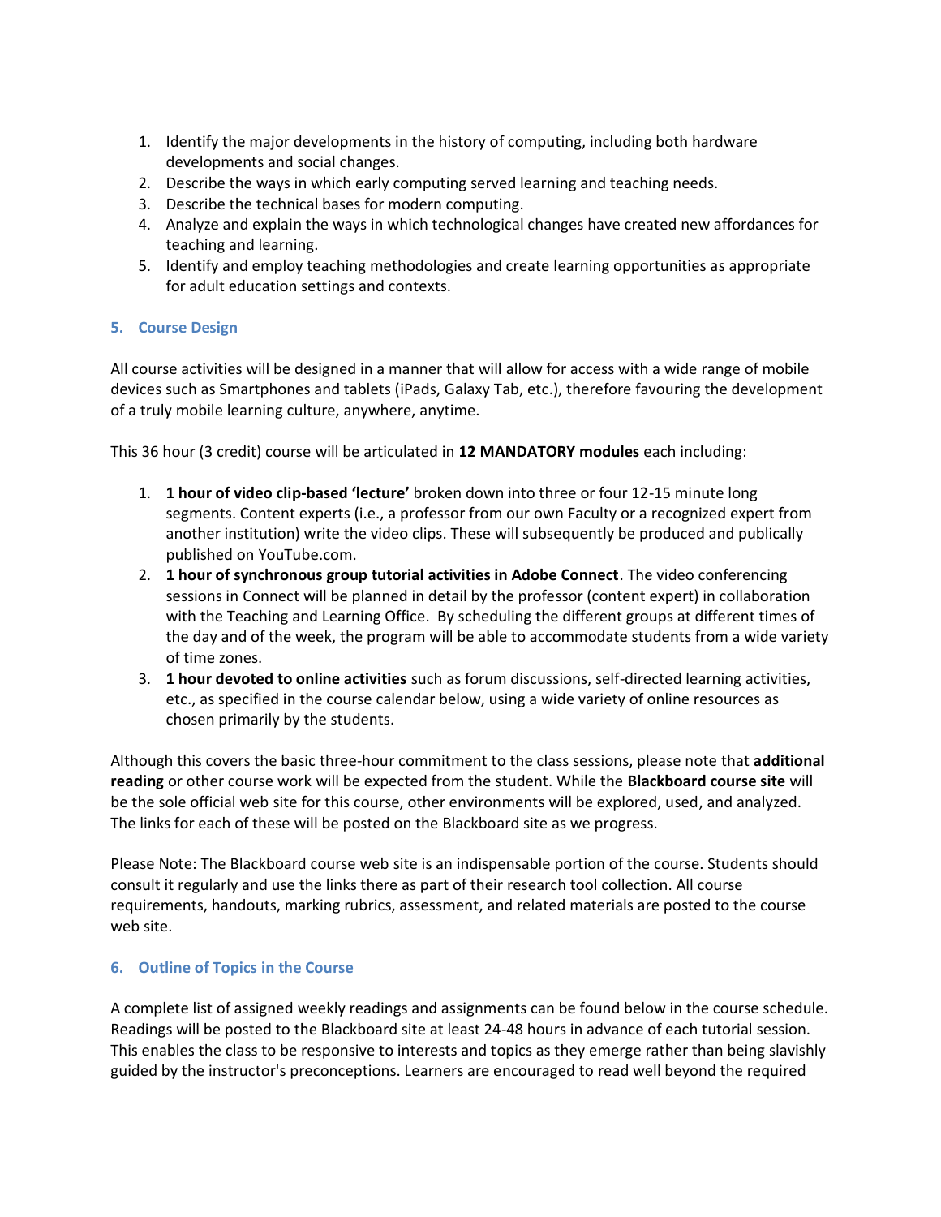1. Identify the major developments in the history of computing, including both hardware developments and social changes.
2. Describe the ways in which early computing served learning and teaching needs.
3. Describe the technical bases for modern computing.
4. Analyze and explain the ways in which technological changes have created new affordances for teaching and learning.
5. Identify and employ teaching methodologies and create learning opportunities as appropriate for adult education settings and contexts.

## 5. Course Design

All course activities will be designed in a manner that will allow for access with a wide range of mobile devices such as Smartphones and tablets (iPads, Galaxy Tab, etc.), therefore favouring the development of a truly mobile learning culture, anywhere, anytime.

This 36 hour (3 credit) course will be articulated in **12 MANDATORY modules** each including:

1. **1 hour of video clip-based 'lecture'** broken down into three or four 12-15 minute long segments. Content experts (i.e., a professor from our own Faculty or a recognized expert from another institution) write the video clips. These will subsequently be produced and publically published on YouTube.com.
2. **1 hour of synchronous group tutorial activities in Adobe Connect**. The video conferencing sessions in Connect will be planned in detail by the professor (content expert) in collaboration with the Teaching and Learning Office. By scheduling the different groups at different times of the day and of the week, the program will be able to accommodate students from a wide variety of time zones.
3. **1 hour devoted to online activities** such as forum discussions, self-directed learning activities, etc., as specified in the course calendar below, using a wide variety of online resources as chosen primarily by the students.

Although this covers the basic three-hour commitment to the class sessions, please note that **additional reading** or other course work will be expected from the student. While the **Blackboard course site** will be the sole official web site for this course, other environments will be explored, used, and analyzed. The links for each of these will be posted on the Blackboard site as we progress.

Please Note: The Blackboard course web site is an indispensable portion of the course. Students should consult it regularly and use the links there as part of their research tool collection. All course requirements, handouts, marking rubrics, assessment, and related materials are posted to the course web site.

## 6. Outline of Topics in the Course

A complete list of assigned weekly readings and assignments can be found below in the course schedule. Readings will be posted to the Blackboard site at least 24-48 hours in advance of each tutorial session. This enables the class to be responsive to interests and topics as they emerge rather than being slavishly guided by the instructor's preconceptions. Learners are encouraged to read well beyond the required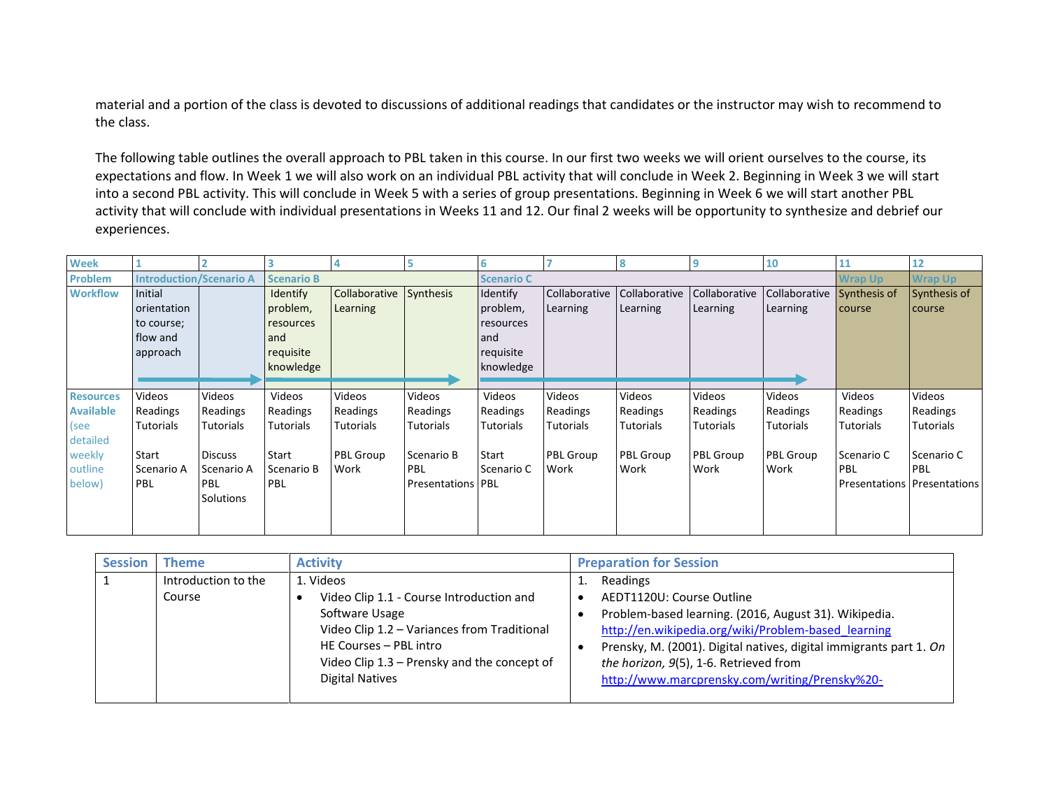material and a portion of the class is devoted to discussions of additional readings that candidates or the instructor may wish to recommend to the class.

The following table outlines the overall approach to PBL taken in this course. In our first two weeks we will orient ourselves to the course, its expectations and flow. In Week 1 we will also work on an individual PBL activity that will conclude in Week 2. Beginning in Week 3 we will start into a second PBL activity. This will conclude in Week 5 with a series of group presentations. Beginning in Week 6 we will start another PBL activity that will conclude with individual presentations in Weeks 11 and 12. Our final 2 weeks will be opportunity to synthesize and debrief our experiences.

| Week | 1 | 2 | 3 | 4 | 5 | 6 | 7 | 8 | 9 | 10 | 11 | 12 |
|---|---|---|---|---|---|---|---|---|---|---|---|---|
| Problem | Introduction/Scenario A | | Scenario B | | | Scenario C | | | | | Wrap Up | Wrap Up |
| Workflow | Initial orientation to course; flow and approach | | Identify problem, resources and requisite knowledge | Collaborative Learning | Synthesis | Identify problem, resources and requisite knowledge | Collaborative Learning | Collaborative Learning | Collaborative Learning | Collaborative Learning | Synthesis of course | Synthesis of course |
| Resources Available (see detailed weekly outline below) | Videos<br>Readings<br>Tutorials<br><br>Start Scenario A PBL | Videos<br>Readings<br>Tutorials<br><br>Discuss Scenario A PBL Solutions | Videos<br>Readings<br>Tutorials<br><br>Start Scenario B PBL | Videos<br>Readings<br>Tutorials<br><br>PBL Group Work | Videos<br>Readings<br>Tutorials<br><br>Scenario B PBL Presentations | Videos<br>Readings<br>Tutorials<br><br>Start Scenario C PBL | Videos<br>Readings<br>Tutorials<br><br>PBL Group Work | Videos<br>Readings<br>Tutorials<br><br>PBL Group Work | Videos<br>Readings<br>Tutorials<br><br>PBL Group Work | Videos<br>Readings<br>Tutorials<br><br>PBL Group Work | Videos<br>Readings<br>Tutorials<br><br>Scenario C PBL Presentations | Videos<br>Readings<br>Tutorials<br><br>Scenario C PBL Presentations |

| Session | Theme | Activity | Preparation for Session |
|---|---|---|---|
| 1 | Introduction to the Course | 1. Videos<br>• Video Clip 1.1 - Course Introduction and Software Usage<br>Video Clip 1.2 – Variances from Traditional HE Courses – PBL intro<br>Video Clip 1.3 – Prensky and the concept of Digital Natives | 1. Readings<br>• AEDT1120U: Course Outline<br>• Problem-based learning. (2016, August 31). Wikipedia. http://en.wikipedia.org/wiki/Problem-based_learning<br>• Prensky, M. (2001). Digital natives, digital immigrants part 1. *On the horizon, 9*(5), 1-6. Retrieved from http://www.marcprensky.com/writing/Prensky%20- |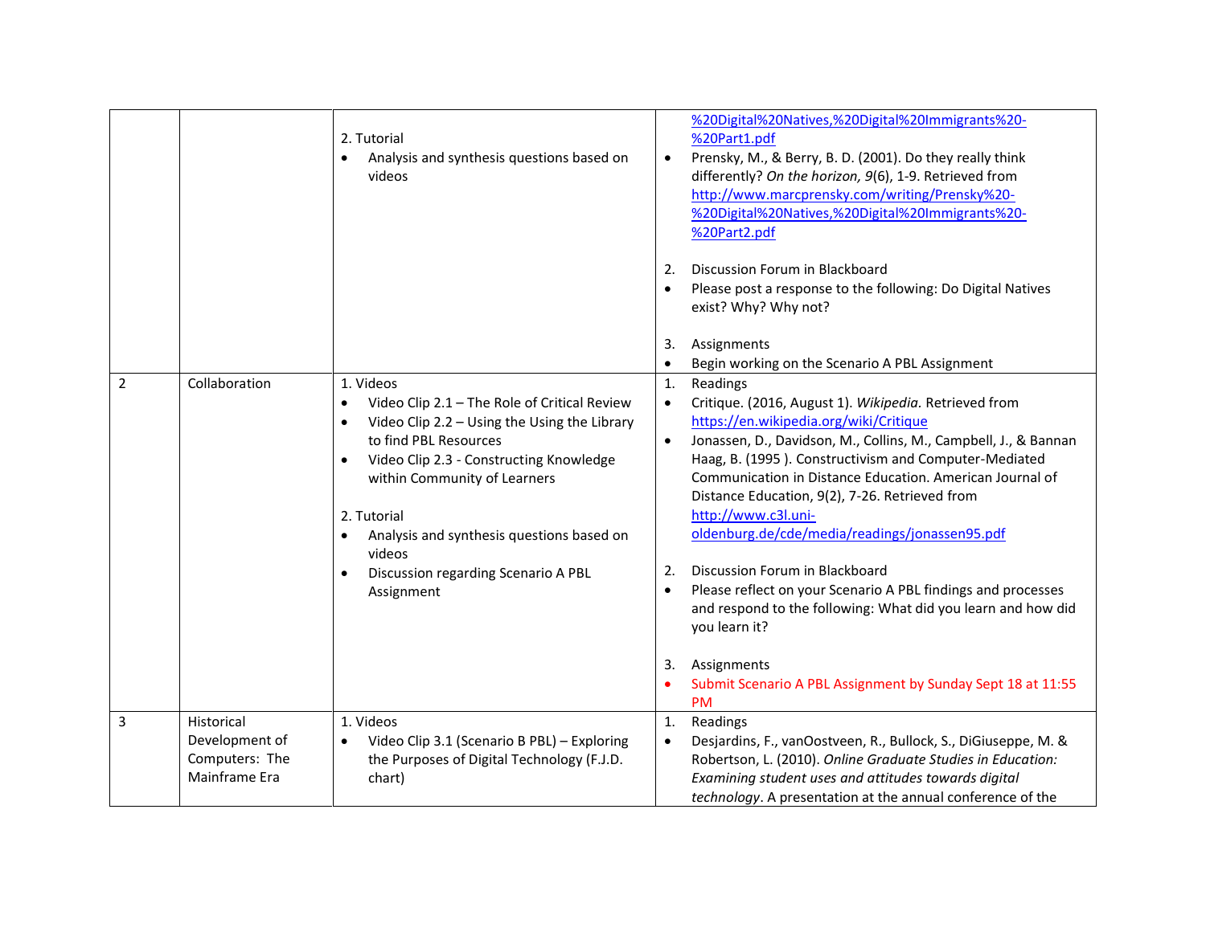| | | | |
|---|---|---|---|
| | | 2. Tutorial<br>• Analysis and synthesis questions based on videos | %20Digital%20Natives,%20Digital%20Immigrants%20-%20Part1.pdf<br>• Prensky, M., & Berry, B. D. (2001). Do they really think differently? *On the horizon, 9*(6), 1-9. Retrieved from http://www.marcprensky.com/writing/Prensky%20-%20Digital%20Natives,%20Digital%20Immigrants%20-%20Part2.pdf<br><br>2. Discussion Forum in Blackboard<br>• Please post a response to the following: Do Digital Natives exist? Why? Why not?<br><br>3. Assignments<br>• Begin working on the Scenario A PBL Assignment |
| 2 | Collaboration | 1. Videos<br>• Video Clip 2.1 – The Role of Critical Review<br>• Video Clip 2.2 – Using the Using the Library to find PBL Resources<br>• Video Clip 2.3 - Constructing Knowledge within Community of Learners<br><br>2. Tutorial<br>• Analysis and synthesis questions based on videos<br>• Discussion regarding Scenario A PBL Assignment | 1. Readings<br>• Critique. (2016, August 1). *Wikipedia.* Retrieved from https://en.wikipedia.org/wiki/Critique<br>• Jonassen, D., Davidson, M., Collins, M., Campbell, J., & Bannan Haag, B. (1995 ). Constructivism and Computer-Mediated Communication in Distance Education. American Journal of Distance Education, 9(2), 7-26. Retrieved from http://www.c3l.uni-oldenburg.de/cde/media/readings/jonassen95.pdf<br><br>2. Discussion Forum in Blackboard<br>• Please reflect on your Scenario A PBL findings and processes and respond to the following: What did you learn and how did you learn it?<br><br>3. Assignments<br>• Submit Scenario A PBL Assignment by Sunday Sept 18 at 11:55 PM |
| 3 | Historical Development of Computers: The Mainframe Era | 1. Videos<br>• Video Clip 3.1 (Scenario B PBL) – Exploring the Purposes of Digital Technology (F.J.D. chart) | 1. Readings<br>• Desjardins, F., vanOostveen, R., Bullock, S., DiGiuseppe, M. & Robertson, L. (2010). *Online Graduate Studies in Education: Examining student uses and attitudes towards digital technology*. A presentation at the annual conference of the |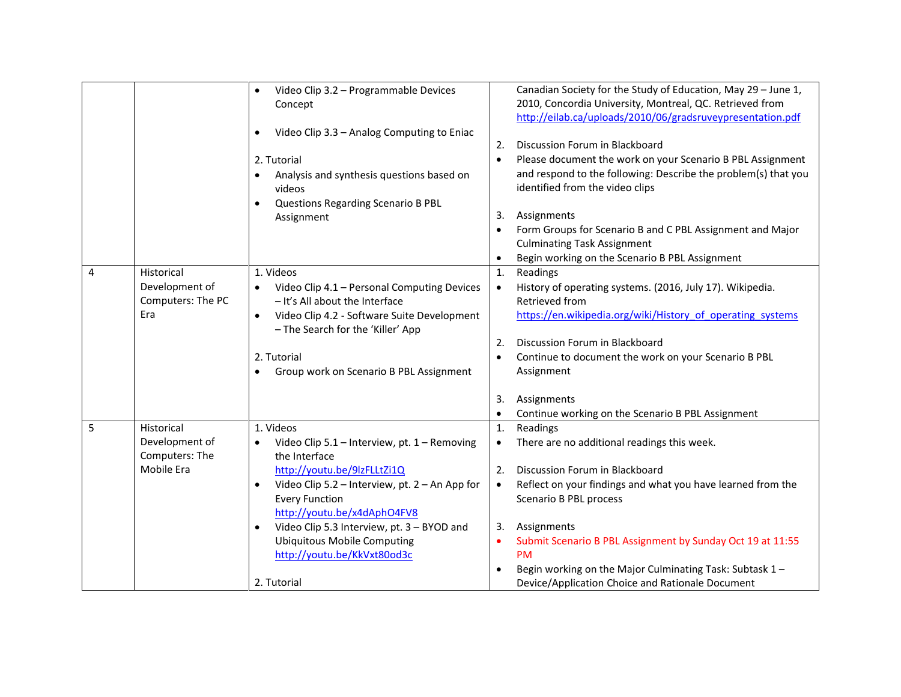| | | | |
|---|---|---|---|
| | | • Video Clip 3.2 – Programmable Devices Concept<br>• Video Clip 3.3 – Analog Computing to Eniac<br><br>2. Tutorial<br>• Analysis and synthesis questions based on videos<br>• Questions Regarding Scenario B PBL Assignment | Canadian Society for the Study of Education, May 29 – June 1, 2010, Concordia University, Montreal, QC. Retrieved from http://eilab.ca/uploads/2010/06/gradsruveypresentation.pdf<br><br>2. Discussion Forum in Blackboard<br>• Please document the work on your Scenario B PBL Assignment and respond to the following: Describe the problem(s) that you identified from the video clips<br><br>3. Assignments<br>• Form Groups for Scenario B and C PBL Assignment and Major Culminating Task Assignment<br>• Begin working on the Scenario B PBL Assignment |
| 4 | Historical Development of Computers: The PC Era | 1. Videos<br>• Video Clip 4.1 – Personal Computing Devices – It's All about the Interface<br>• Video Clip 4.2 - Software Suite Development – The Search for the 'Killer' App<br><br>2. Tutorial<br>• Group work on Scenario B PBL Assignment | 1. Readings<br>• History of operating systems. (2016, July 17). Wikipedia. Retrieved from https://en.wikipedia.org/wiki/History_of_operating_systems<br><br>2. Discussion Forum in Blackboard<br>• Continue to document the work on your Scenario B PBL Assignment<br><br>3. Assignments<br>• Continue working on the Scenario B PBL Assignment |
| 5 | Historical Development of Computers: The Mobile Era | 1. Videos<br>• Video Clip 5.1 – Interview, pt. 1 – Removing the Interface http://youtu.be/9lzFLLtZi1Q<br>• Video Clip 5.2 – Interview, pt. 2 – An App for Every Function http://youtu.be/x4dAphO4FV8<br>• Video Clip 5.3 Interview, pt. 3 – BYOD and Ubiquitous Mobile Computing http://youtu.be/KkVxt80od3c<br><br>2. Tutorial | 1. Readings<br>• There are no additional readings this week.<br><br>2. Discussion Forum in Blackboard<br>• Reflect on your findings and what you have learned from the Scenario B PBL process<br><br>3. Assignments<br>• Submit Scenario B PBL Assignment by Sunday Oct 19 at 11:55 PM<br>• Begin working on the Major Culminating Task: Subtask 1 – Device/Application Choice and Rationale Document |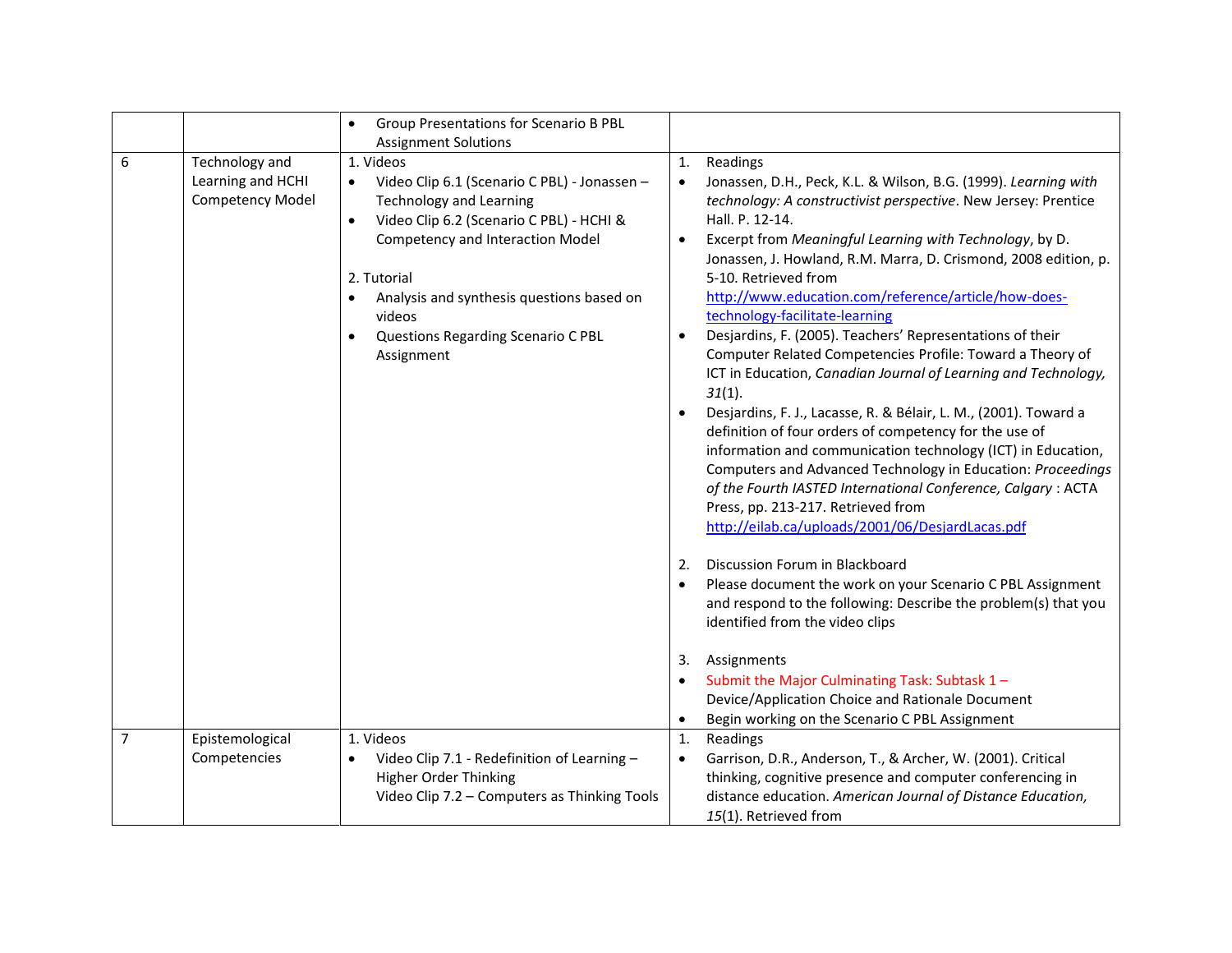| | | | |
|---|---|---|---|
| | | • Group Presentations for Scenario B PBL Assignment Solutions | |
| 6 | Technology and Learning and HCHI Competency Model | 1. Videos<br>• Video Clip 6.1 (Scenario C PBL) - Jonassen – Technology and Learning<br>• Video Clip 6.2 (Scenario C PBL) - HCHI & Competency and Interaction Model<br><br>2. Tutorial<br>• Analysis and synthesis questions based on videos<br>• Questions Regarding Scenario C PBL Assignment | 1. Readings<br>• Jonassen, D.H., Peck, K.L. & Wilson, B.G. (1999). *Learning with technology: A constructivist perspective*. New Jersey: Prentice Hall. P. 12-14.<br>• Excerpt from *Meaningful Learning with Technology*, by D. Jonassen, J. Howland, R.M. Marra, D. Crismond, 2008 edition, p. 5-10. Retrieved from http://www.education.com/reference/article/how-does-technology-facilitate-learning<br>• Desjardins, F. (2005). Teachers' Representations of their Computer Related Competencies Profile: Toward a Theory of ICT in Education, *Canadian Journal of Learning and Technology, 31*(1).<br>• Desjardins, F. J., Lacasse, R. & Bélair, L. M., (2001). Toward a definition of four orders of competency for the use of information and communication technology (ICT) in Education, Computers and Advanced Technology in Education: *Proceedings of the Fourth IASTED International Conference, Calgary* : ACTA Press, pp. 213-217. Retrieved from http://eilab.ca/uploads/2001/06/DesjardLacas.pdf<br><br>2. Discussion Forum in Blackboard<br>• Please document the work on your Scenario C PBL Assignment and respond to the following: Describe the problem(s) that you identified from the video clips<br><br>3. Assignments<br>• Submit the Major Culminating Task: Subtask 1 – Device/Application Choice and Rationale Document<br>• Begin working on the Scenario C PBL Assignment |
| 7 | Epistemological Competencies | 1. Videos<br>• Video Clip 7.1 - Redefinition of Learning – Higher Order Thinking<br>Video Clip 7.2 – Computers as Thinking Tools | 1. Readings<br>• Garrison, D.R., Anderson, T., & Archer, W. (2001). Critical thinking, cognitive presence and computer conferencing in distance education. *American Journal of Distance Education, 15*(1). Retrieved from |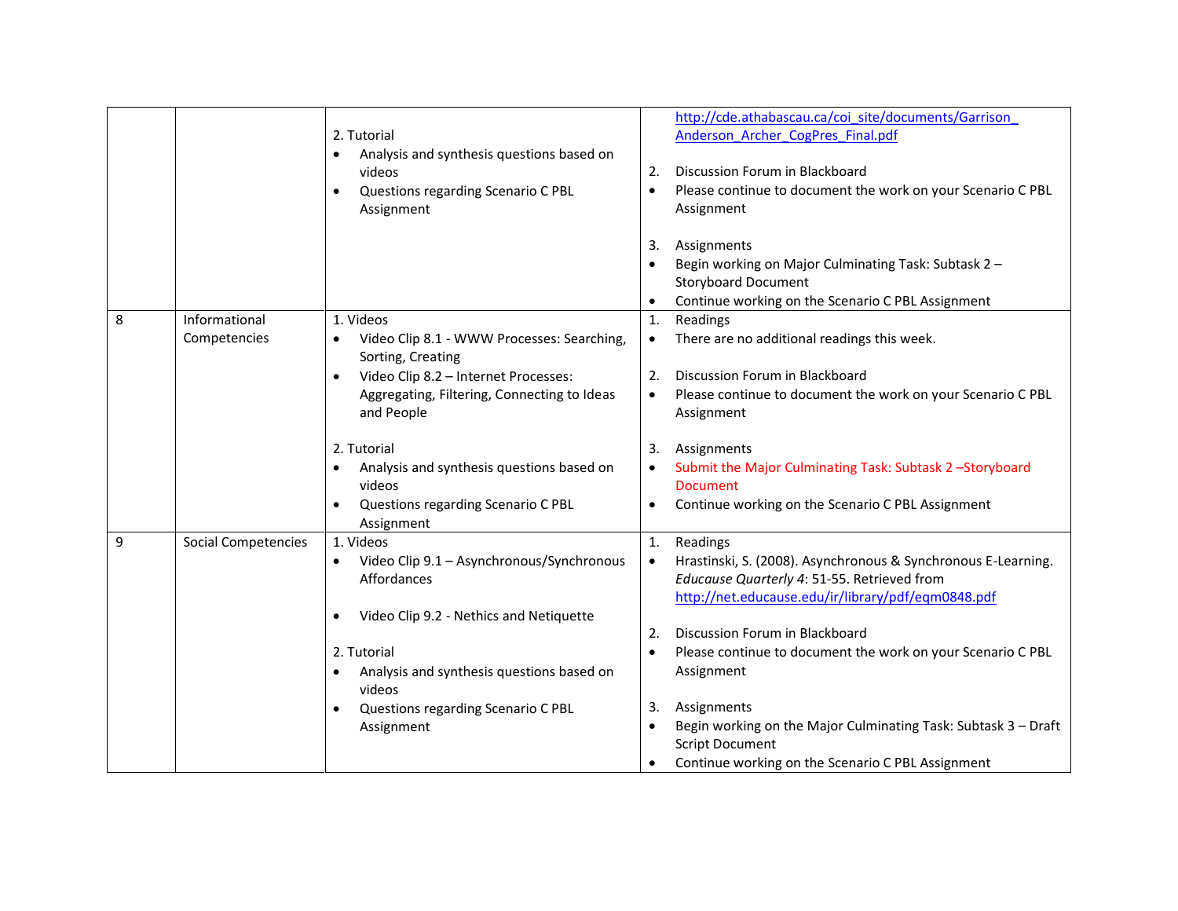| | | | |
|---|---|---|---|
| | | 2. Tutorial<br>• Analysis and synthesis questions based on videos<br>• Questions regarding Scenario C PBL Assignment | http://cde.athabascau.ca/coi_site/documents/Garrison_Anderson_Archer_CogPres_Final.pdf<br><br>2. Discussion Forum in Blackboard<br>• Please continue to document the work on your Scenario C PBL Assignment<br><br>3. Assignments<br>• Begin working on Major Culminating Task: Subtask 2 – Storyboard Document<br>• Continue working on the Scenario C PBL Assignment |
| 8 | Informational Competencies | 1. Videos<br>• Video Clip 8.1 - WWW Processes: Searching, Sorting, Creating<br>• Video Clip 8.2 – Internet Processes: Aggregating, Filtering, Connecting to Ideas and People<br><br>2. Tutorial<br>• Analysis and synthesis questions based on videos<br>• Questions regarding Scenario C PBL Assignment | 1. Readings<br>• There are no additional readings this week.<br><br>2. Discussion Forum in Blackboard<br>• Please continue to document the work on your Scenario C PBL Assignment<br><br>3. Assignments<br>• Submit the Major Culminating Task: Subtask 2 –Storyboard Document<br>• Continue working on the Scenario C PBL Assignment |
| 9 | Social Competencies | 1. Videos<br>• Video Clip 9.1 – Asynchronous/Synchronous Affordances<br><br>• Video Clip 9.2 - Nethics and Netiquette<br><br>2. Tutorial<br>• Analysis and synthesis questions based on videos<br>• Questions regarding Scenario C PBL Assignment | 1. Readings<br>• Hrastinski, S. (2008). Asynchronous & Synchronous E-Learning. *Educause Quarterly 4*: 51-55. Retrieved from http://net.educause.edu/ir/library/pdf/eqm0848.pdf<br><br>2. Discussion Forum in Blackboard<br>• Please continue to document the work on your Scenario C PBL Assignment<br><br>3. Assignments<br>• Begin working on the Major Culminating Task: Subtask 3 – Draft Script Document<br>• Continue working on the Scenario C PBL Assignment |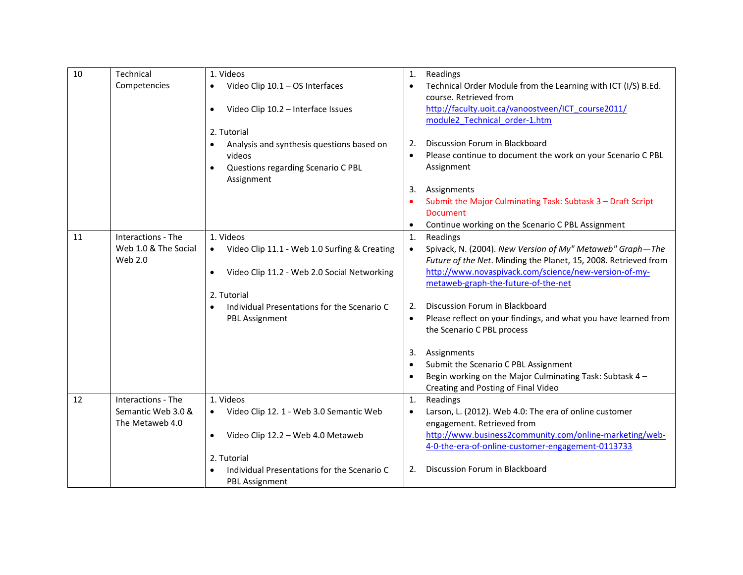| 10 | Technical Competencies | 1. Videos<br>• Video Clip 10.1 – OS Interfaces<br>• Video Clip 10.2 – Interface Issues<br><br>2. Tutorial<br>• Analysis and synthesis questions based on videos<br>• Questions regarding Scenario C PBL Assignment | 1. Readings<br>• Technical Order Module from the Learning with ICT (I/S) B.Ed. course. Retrieved from http://faculty.uoit.ca/vanoostveen/ICT_course2011/module2_Technical_order-1.htm<br><br>2. Discussion Forum in Blackboard<br>• Please continue to document the work on your Scenario C PBL Assignment<br><br>3. Assignments<br>• Submit the Major Culminating Task: Subtask 3 – Draft Script Document<br>• Continue working on the Scenario C PBL Assignment |
|---|---|---|---|
| 11 | Interactions - The Web 1.0 & The Social Web 2.0 | 1. Videos<br>• Video Clip 11.1 - Web 1.0 Surfing & Creating<br>• Video Clip 11.2 - Web 2.0 Social Networking<br><br>2. Tutorial<br>• Individual Presentations for the Scenario C PBL Assignment | 1. Readings<br>• Spivack, N. (2004). *New Version of My" Metaweb" Graph—The Future of the Net*. Minding the Planet, 15, 2008. Retrieved from http://www.novaspivack.com/science/new-version-of-my-metaweb-graph-the-future-of-the-net<br><br>2. Discussion Forum in Blackboard<br>• Please reflect on your findings, and what you have learned from the Scenario C PBL process<br><br>3. Assignments<br>• Submit the Scenario C PBL Assignment<br>• Begin working on the Major Culminating Task: Subtask 4 – Creating and Posting of Final Video |
| 12 | Interactions - The Semantic Web 3.0 & The Metaweb 4.0 | 1. Videos<br>• Video Clip 12. 1 - Web 3.0 Semantic Web<br>• Video Clip 12.2 – Web 4.0 Metaweb<br><br>2. Tutorial<br>• Individual Presentations for the Scenario C PBL Assignment | 1. Readings<br>• Larson, L. (2012). Web 4.0: The era of online customer engagement. Retrieved from http://www.business2community.com/online-marketing/web-4-0-the-era-of-online-customer-engagement-0113733<br><br>2. Discussion Forum in Blackboard |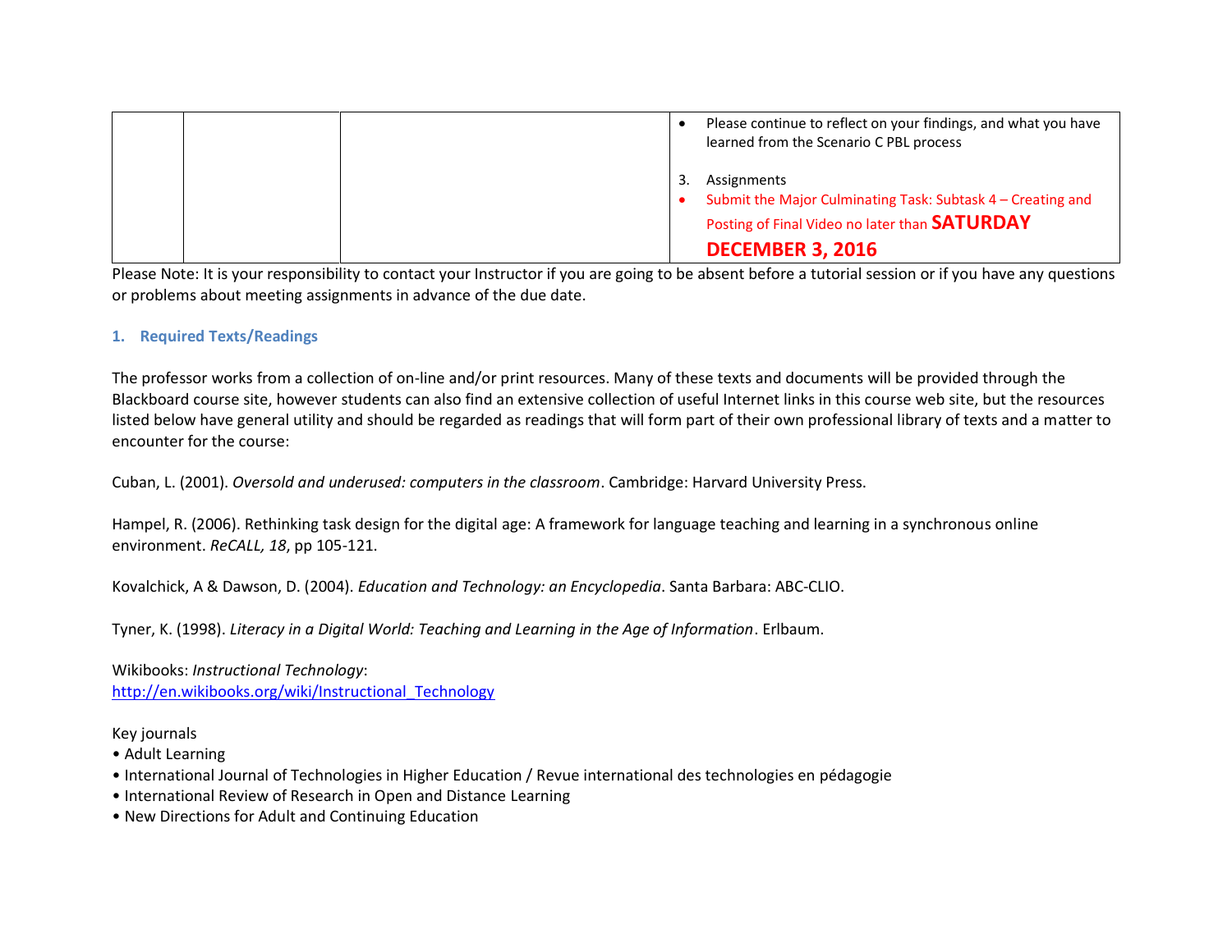| | | | • Please continue to reflect on your findings, and what you have learned from the Scenario C PBL process<br><br>3. Assignments<br>• Submit the Major Culminating Task: Subtask 4 – Creating and Posting of Final Video no later than **SATURDAY DECEMBER 3, 2016** |
|---|---|---|---|

Please Note: It is your responsibility to contact your Instructor if you are going to be absent before a tutorial session or if you have any questions or problems about meeting assignments in advance of the due date.

## 1. Required Texts/Readings

The professor works from a collection of on-line and/or print resources. Many of these texts and documents will be provided through the Blackboard course site, however students can also find an extensive collection of useful Internet links in this course web site, but the resources listed below have general utility and should be regarded as readings that will form part of their own professional library of texts and a matter to encounter for the course:

Cuban, L. (2001). *Oversold and underused: computers in the classroom*. Cambridge: Harvard University Press.

Hampel, R. (2006). Rethinking task design for the digital age: A framework for language teaching and learning in a synchronous online environment. *ReCALL, 18*, pp 105-121.

Kovalchick, A & Dawson, D. (2004). *Education and Technology: an Encyclopedia*. Santa Barbara: ABC-CLIO.

Tyner, K. (1998). *Literacy in a Digital World: Teaching and Learning in the Age of Information*. Erlbaum.

Wikibooks: *Instructional Technology*:
http://en.wikibooks.org/wiki/Instructional_Technology

Key journals
- Adult Learning
- International Journal of Technologies in Higher Education / Revue international des technologies en pédagogie
- International Review of Research in Open and Distance Learning
- New Directions for Adult and Continuing Education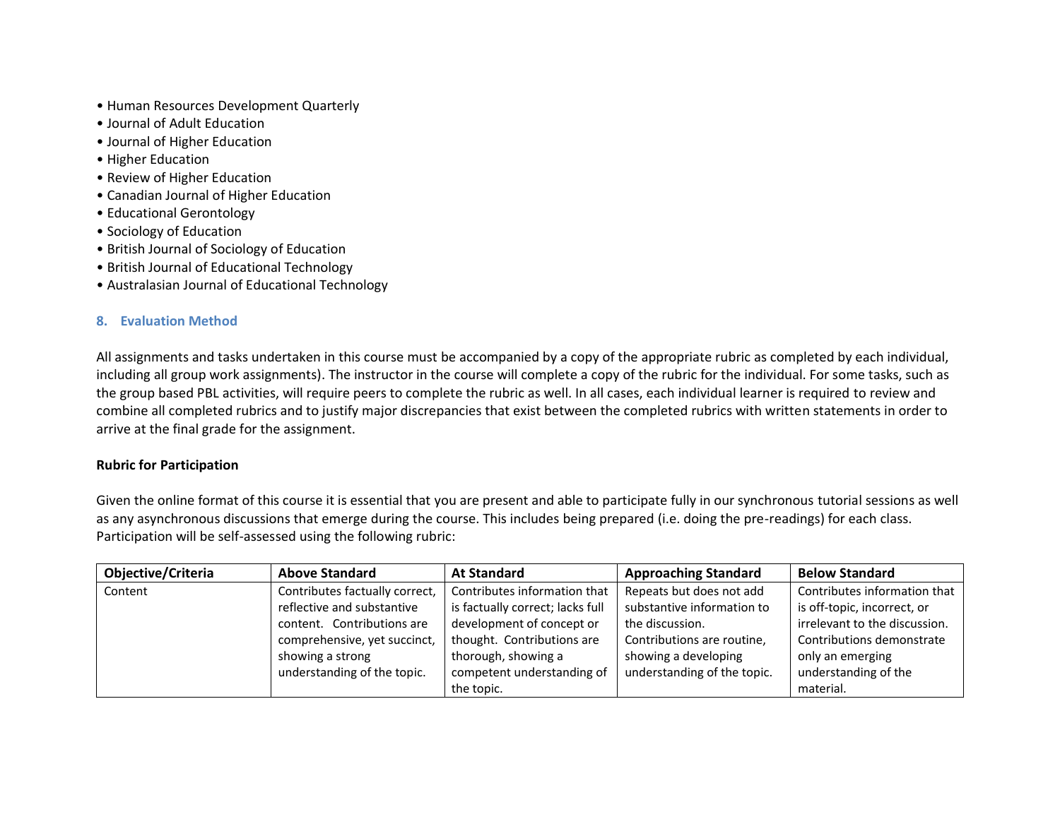- Human Resources Development Quarterly
- Journal of Adult Education
- Journal of Higher Education
- Higher Education
- Review of Higher Education
- Canadian Journal of Higher Education
- Educational Gerontology
- Sociology of Education
- British Journal of Sociology of Education
- British Journal of Educational Technology
- Australasian Journal of Educational Technology

## 8. Evaluation Method

All assignments and tasks undertaken in this course must be accompanied by a copy of the appropriate rubric as completed by each individual, including all group work assignments). The instructor in the course will complete a copy of the rubric for the individual. For some tasks, such as the group based PBL activities, will require peers to complete the rubric as well. In all cases, each individual learner is required to review and combine all completed rubrics and to justify major discrepancies that exist between the completed rubrics with written statements in order to arrive at the final grade for the assignment.

**Rubric for Participation**

Given the online format of this course it is essential that you are present and able to participate fully in our synchronous tutorial sessions as well as any asynchronous discussions that emerge during the course. This includes being prepared (i.e. doing the pre-readings) for each class. Participation will be self-assessed using the following rubric:

| Objective/Criteria | Above Standard | At Standard | Approaching Standard | Below Standard |
|---|---|---|---|---|
| Content | Contributes factually correct, reflective and substantive content. Contributions are comprehensive, yet succinct, showing a strong understanding of the topic. | Contributes information that is factually correct; lacks full development of concept or thought. Contributions are thorough, showing a competent understanding of the topic. | Repeats but does not add substantive information to the discussion. Contributions are routine, showing a developing understanding of the topic. | Contributes information that is off-topic, incorrect, or irrelevant to the discussion. Contributions demonstrate only an emerging understanding of the material. |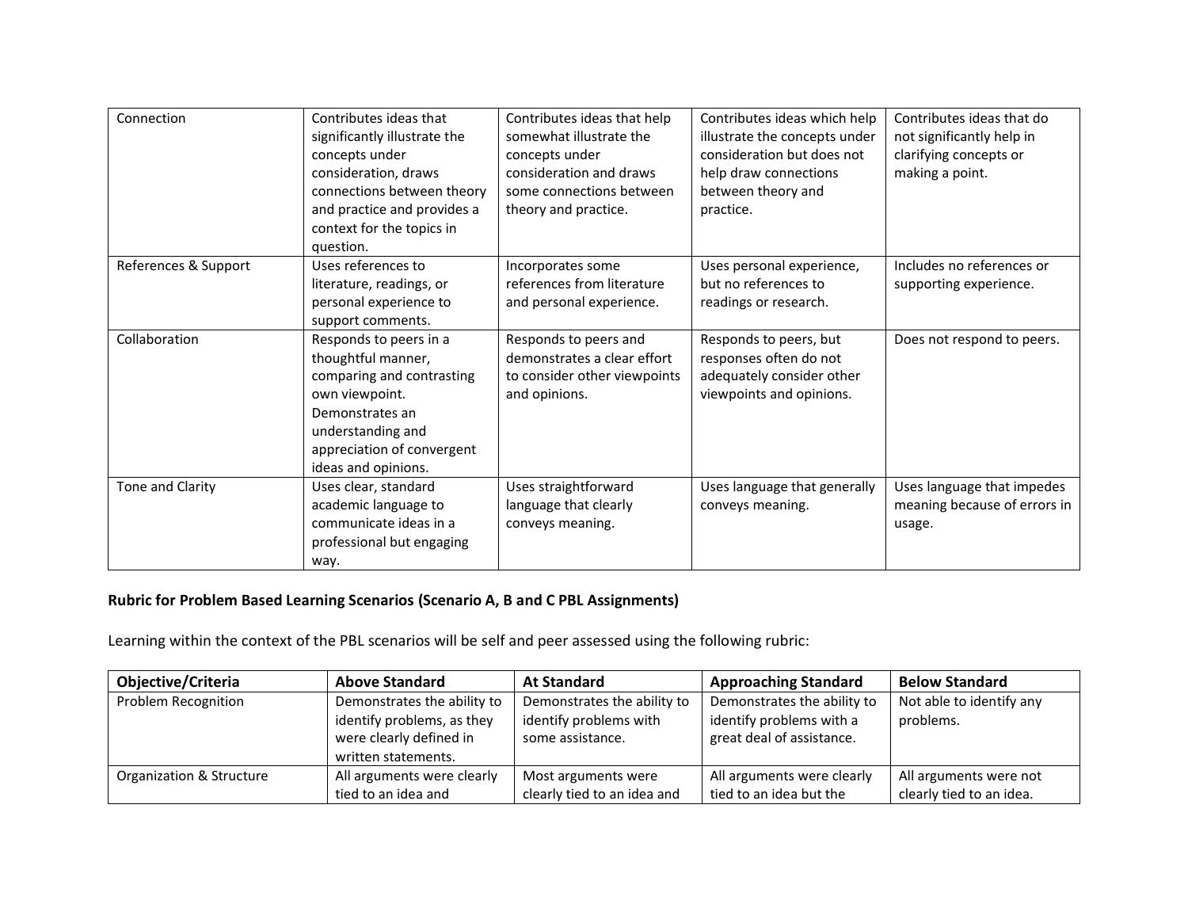| | | | | |
|---|---|---|---|---|
| Connection | Contributes ideas that significantly illustrate the concepts under consideration, draws connections between theory and practice and provides a context for the topics in question. | Contributes ideas that help somewhat illustrate the concepts under consideration and draws some connections between theory and practice. | Contributes ideas which help illustrate the concepts under consideration but does not help draw connections between theory and practice. | Contributes ideas that do not significantly help in clarifying concepts or making a point. |
| References & Support | Uses references to literature, readings, or personal experience to support comments. | Incorporates some references from literature and personal experience. | Uses personal experience, but no references to readings or research. | Includes no references or supporting experience. |
| Collaboration | Responds to peers in a thoughtful manner, comparing and contrasting own viewpoint. Demonstrates an understanding and appreciation of convergent ideas and opinions. | Responds to peers and demonstrates a clear effort to consider other viewpoints and opinions. | Responds to peers, but responses often do not adequately consider other viewpoints and opinions. | Does not respond to peers. |
| Tone and Clarity | Uses clear, standard academic language to communicate ideas in a professional but engaging way. | Uses straightforward language that clearly conveys meaning. | Uses language that generally conveys meaning. | Uses language that impedes meaning because of errors in usage. |

**Rubric for Problem Based Learning Scenarios (Scenario A, B and C PBL Assignments)**

Learning within the context of the PBL scenarios will be self and peer assessed using the following rubric:

| Objective/Criteria | Above Standard | At Standard | Approaching Standard | Below Standard |
|---|---|---|---|---|
| Problem Recognition | Demonstrates the ability to identify problems, as they were clearly defined in written statements. | Demonstrates the ability to identify problems with some assistance. | Demonstrates the ability to identify problems with a great deal of assistance. | Not able to identify any problems. |
| Organization & Structure | All arguments were clearly tied to an idea and | Most arguments were clearly tied to an idea and | All arguments were clearly tied to an idea but the | All arguments were not clearly tied to an idea. |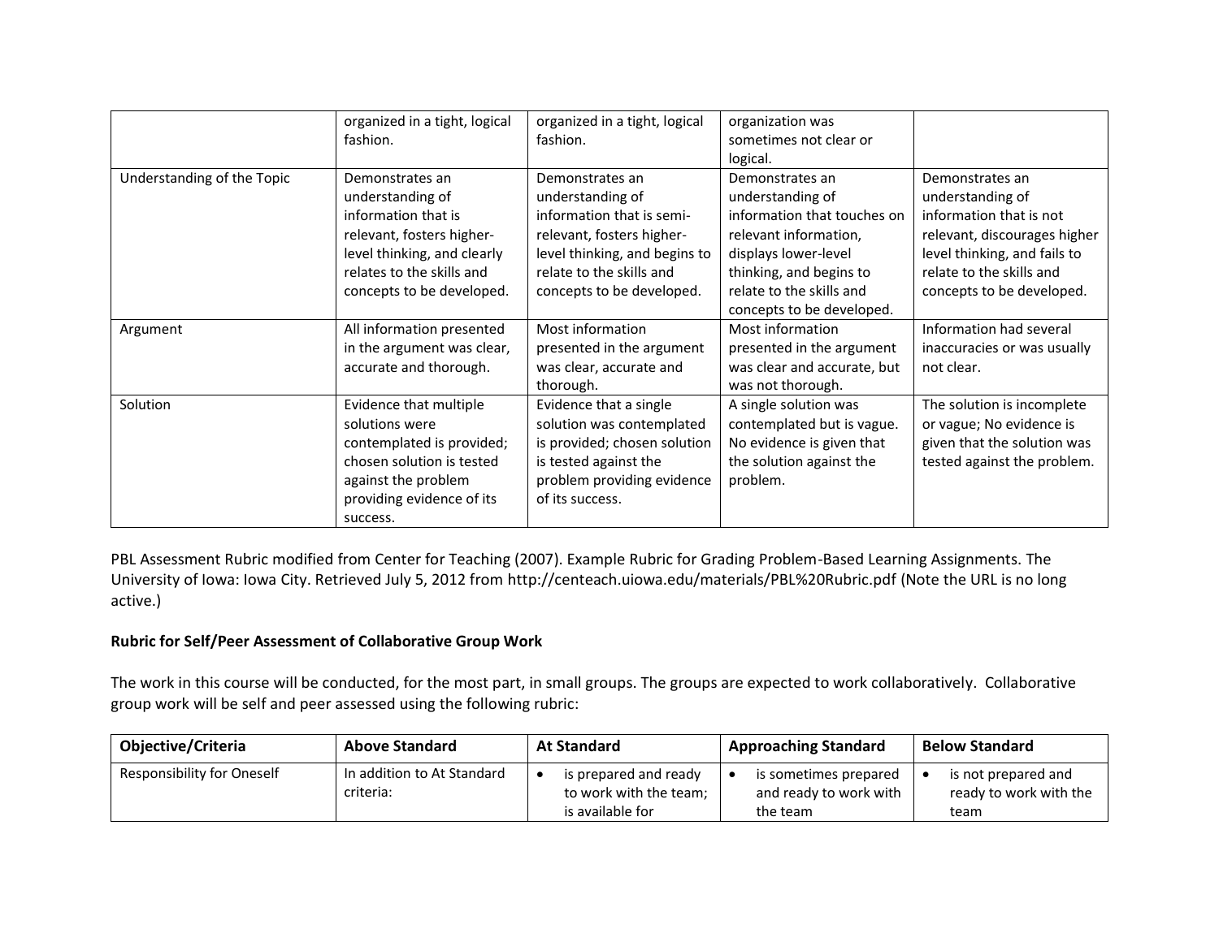|  | organized in a tight, logical fashion. | organized in a tight, logical fashion. | organization was sometimes not clear or logical. |  |
| --- | --- | --- | --- | --- |
| Understanding of the Topic | Demonstrates an understanding of information that is relevant, fosters higher-level thinking, and clearly relates to the skills and concepts to be developed. | Demonstrates an understanding of information that is semi-relevant, fosters higher-level thinking, and begins to relate to the skills and concepts to be developed. | Demonstrates an understanding of information that touches on relevant information, displays lower-level thinking, and begins to relate to the skills and concepts to be developed. | Demonstrates an understanding of information that is not relevant, discourages higher level thinking, and fails to relate to the skills and concepts to be developed. |
| Argument | All information presented in the argument was clear, accurate and thorough. | Most information presented in the argument was clear, accurate and thorough. | Most information presented in the argument was clear and accurate, but was not thorough. | Information had several inaccuracies or was usually not clear. |
| Solution | Evidence that multiple solutions were contemplated is provided; chosen solution is tested against the problem providing evidence of its success. | Evidence that a single solution was contemplated is provided; chosen solution is tested against the problem providing evidence of its success. | A single solution was contemplated but is vague. No evidence is given that the solution against the problem. | The solution is incomplete or vague; No evidence is given that the solution was tested against the problem. |

PBL Assessment Rubric modified from Center for Teaching (2007). Example Rubric for Grading Problem-Based Learning Assignments. The University of Iowa: Iowa City. Retrieved July 5, 2012 from http://centeach.uiowa.edu/materials/PBL%20Rubric.pdf (Note the URL is no long active.)

**Rubric for Self/Peer Assessment of Collaborative Group Work**

The work in this course will be conducted, for the most part, in small groups. The groups are expected to work collaboratively. Collaborative group work will be self and peer assessed using the following rubric:

| **Objective/Criteria** | **Above Standard** | **At Standard** | **Approaching Standard** | **Below Standard** |
| --- | --- | --- | --- | --- |
| Responsibility for Oneself | In addition to At Standard criteria: | • is prepared and ready to work with the team; is available for | • is sometimes prepared and ready to work with the team | • is not prepared and ready to work with the team |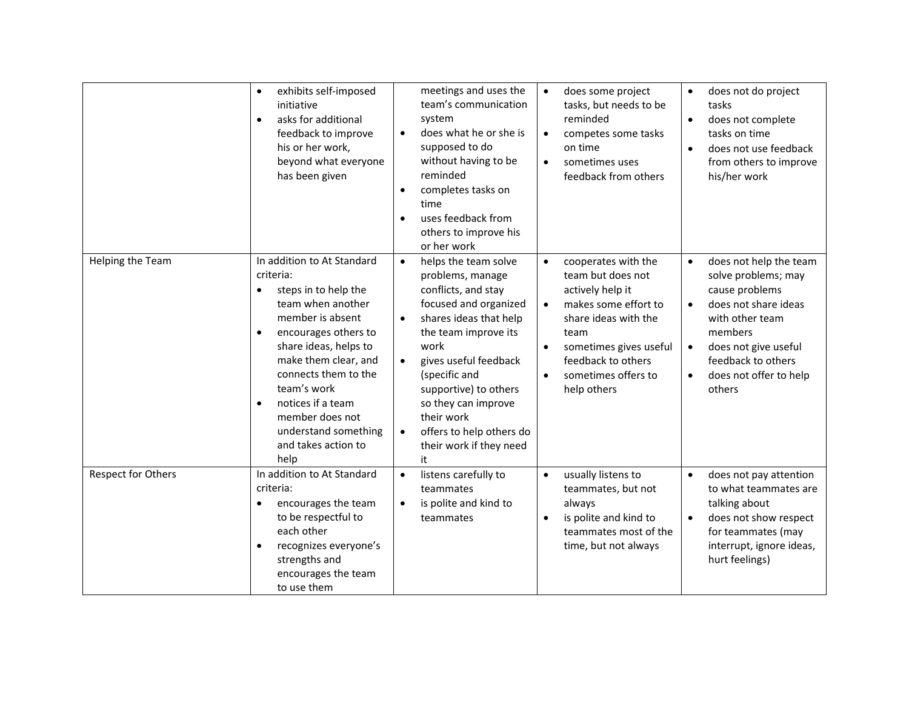| | | | | |
|---|---|---|---|---|
| | • exhibits self-imposed initiative<br>• asks for additional feedback to improve his or her work, beyond what everyone has been given | meetings and uses the team's communication system<br>• does what he or she is supposed to do without having to be reminded<br>• completes tasks on time<br>• uses feedback from others to improve his or her work | • does some project tasks, but needs to be reminded<br>• competes some tasks on time<br>• sometimes uses feedback from others | • does not do project tasks<br>• does not complete tasks on time<br>• does not use feedback from others to improve his/her work |
| Helping the Team | In addition to At Standard criteria:<br>• steps in to help the team when another member is absent<br>• encourages others to share ideas, helps to make them clear, and connects them to the team's work<br>• notices if a team member does not understand something and takes action to help | • helps the team solve problems, manage conflicts, and stay focused and organized<br>• shares ideas that help the team improve its work<br>• gives useful feedback (specific and supportive) to others so they can improve their work<br>• offers to help others do their work if they need it | • cooperates with the team but does not actively help it<br>• makes some effort to share ideas with the team<br>• sometimes gives useful feedback to others<br>• sometimes offers to help others | • does not help the team solve problems; may cause problems<br>• does not share ideas with other team members<br>• does not give useful feedback to others<br>• does not offer to help others |
| Respect for Others | In addition to At Standard criteria:<br>• encourages the team to be respectful to each other<br>• recognizes everyone's strengths and encourages the team to use them | • listens carefully to teammates<br>• is polite and kind to teammates | • usually listens to teammates, but not always<br>• is polite and kind to teammates most of the time, but not always | • does not pay attention to what teammates are talking about<br>• does not show respect for teammates (may interrupt, ignore ideas, hurt feelings) |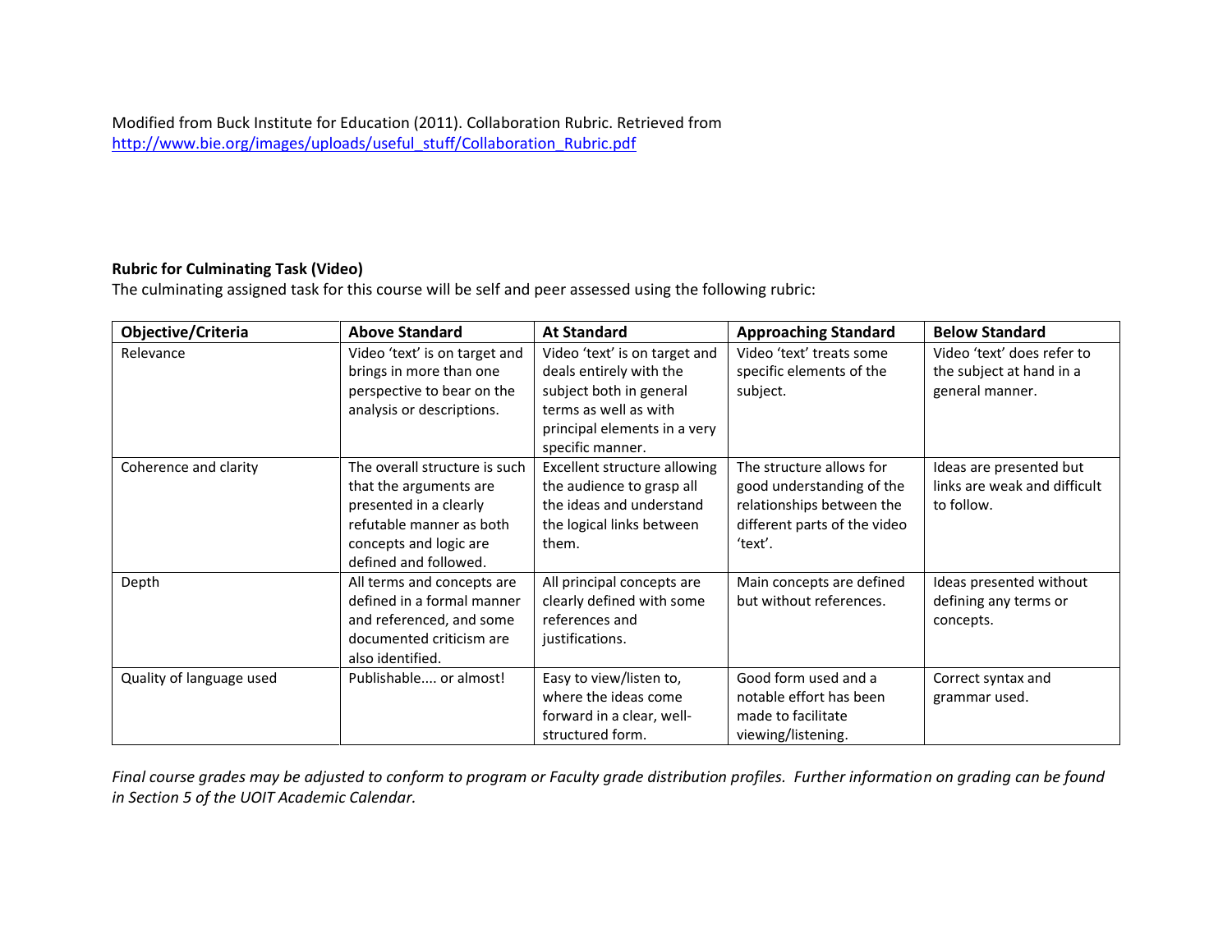Modified from Buck Institute for Education (2011). Collaboration Rubric. Retrieved from http://www.bie.org/images/uploads/useful_stuff/Collaboration_Rubric.pdf

**Rubric for Culminating Task (Video)**

The culminating assigned task for this course will be self and peer assessed using the following rubric:

| Objective/Criteria | Above Standard | At Standard | Approaching Standard | Below Standard |
|---|---|---|---|---|
| Relevance | Video 'text' is on target and brings in more than one perspective to bear on the analysis or descriptions. | Video 'text' is on target and deals entirely with the subject both in general terms as well as with principal elements in a very specific manner. | Video 'text' treats some specific elements of the subject. | Video 'text' does refer to the subject at hand in a general manner. |
| Coherence and clarity | The overall structure is such that the arguments are presented in a clearly refutable manner as both concepts and logic are defined and followed. | Excellent structure allowing the audience to grasp all the ideas and understand the logical links between them. | The structure allows for good understanding of the relationships between the different parts of the video 'text'. | Ideas are presented but links are weak and difficult to follow. |
| Depth | All terms and concepts are defined in a formal manner and referenced, and some documented criticism are also identified. | All principal concepts are clearly defined with some references and justifications. | Main concepts are defined but without references. | Ideas presented without defining any terms or concepts. |
| Quality of language used | Publishable.... or almost! | Easy to view/listen to, where the ideas come forward in a clear, well-structured form. | Good form used and a notable effort has been made to facilitate viewing/listening. | Correct syntax and grammar used. |

*Final course grades may be adjusted to conform to program or Faculty grade distribution profiles. Further information on grading can be found in Section 5 of the UOIT Academic Calendar.*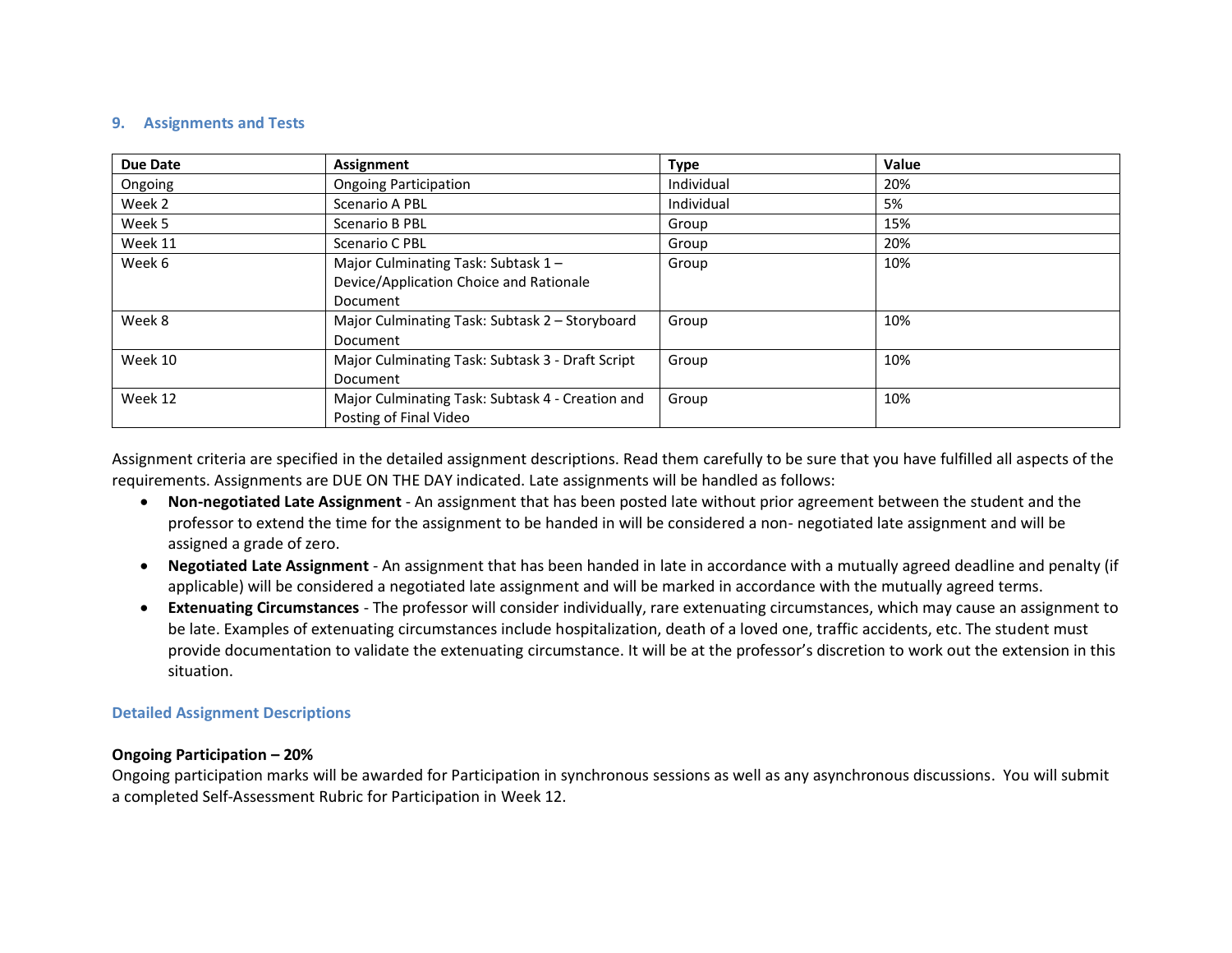## 9. Assignments and Tests

| Due Date | Assignment | Type | Value |
|---|---|---|---|
| Ongoing | Ongoing Participation | Individual | 20% |
| Week 2 | Scenario A PBL | Individual | 5% |
| Week 5 | Scenario B PBL | Group | 15% |
| Week 11 | Scenario C PBL | Group | 20% |
| Week 6 | Major Culminating Task: Subtask 1 – Device/Application Choice and Rationale Document | Group | 10% |
| Week 8 | Major Culminating Task: Subtask 2 – Storyboard Document | Group | 10% |
| Week 10 | Major Culminating Task: Subtask 3 - Draft Script Document | Group | 10% |
| Week 12 | Major Culminating Task: Subtask 4 - Creation and Posting of Final Video | Group | 10% |

Assignment criteria are specified in the detailed assignment descriptions. Read them carefully to be sure that you have fulfilled all aspects of the requirements. Assignments are DUE ON THE DAY indicated. Late assignments will be handled as follows:

- **Non-negotiated Late Assignment** - An assignment that has been posted late without prior agreement between the student and the professor to extend the time for the assignment to be handed in will be considered a non- negotiated late assignment and will be assigned a grade of zero.
- **Negotiated Late Assignment** - An assignment that has been handed in late in accordance with a mutually agreed deadline and penalty (if applicable) will be considered a negotiated late assignment and will be marked in accordance with the mutually agreed terms.
- **Extenuating Circumstances** - The professor will consider individually, rare extenuating circumstances, which may cause an assignment to be late. Examples of extenuating circumstances include hospitalization, death of a loved one, traffic accidents, etc. The student must provide documentation to validate the extenuating circumstance. It will be at the professor's discretion to work out the extension in this situation.

### Detailed Assignment Descriptions

**Ongoing Participation – 20%**

Ongoing participation marks will be awarded for Participation in synchronous sessions as well as any asynchronous discussions. You will submit a completed Self-Assessment Rubric for Participation in Week 12.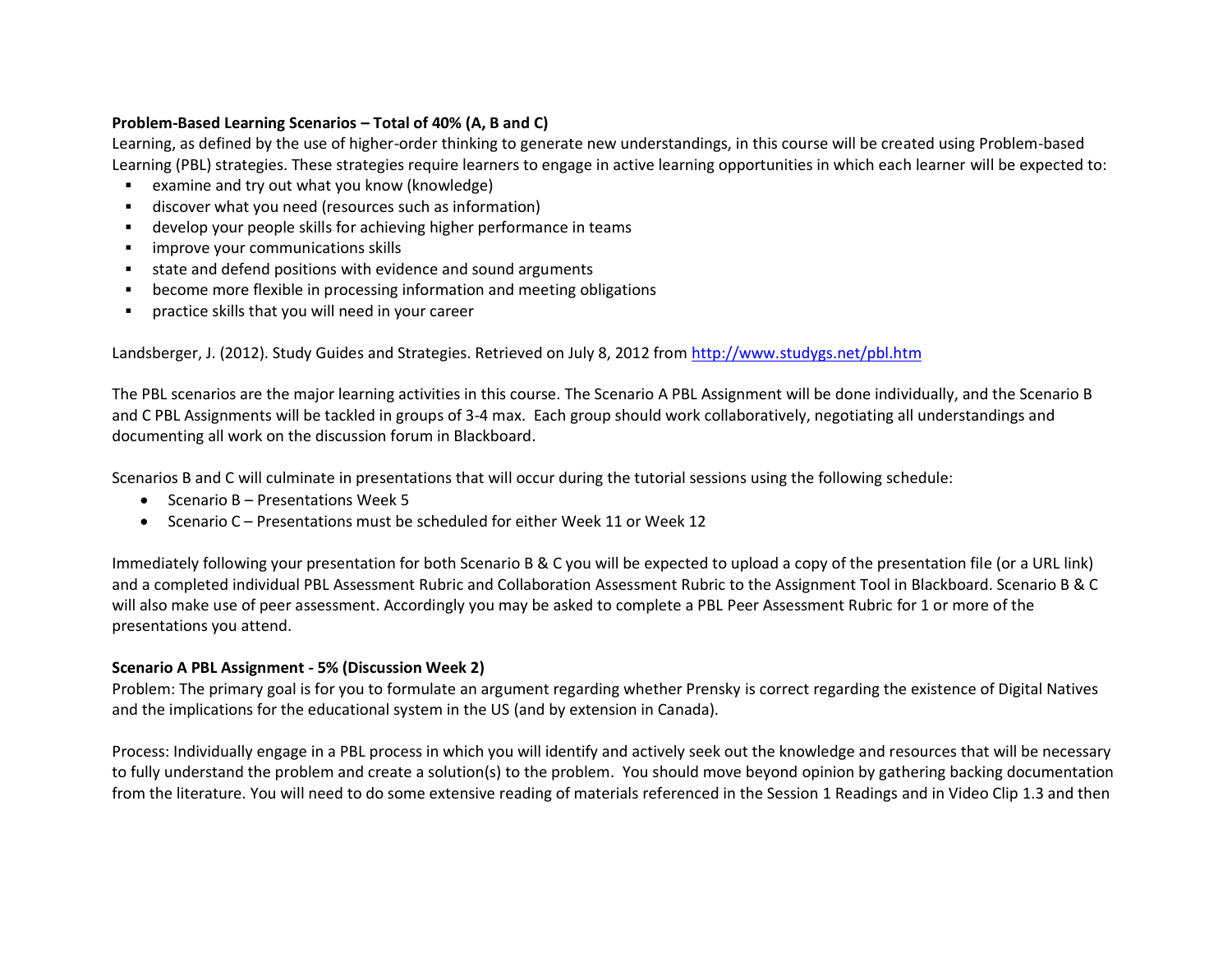**Problem-Based Learning Scenarios – Total of 40% (A, B and C)**

Learning, as defined by the use of higher-order thinking to generate new understandings, in this course will be created using Problem-based Learning (PBL) strategies. These strategies require learners to engage in active learning opportunities in which each learner will be expected to:

- examine and try out what you know (knowledge)
- discover what you need (resources such as information)
- develop your people skills for achieving higher performance in teams
- improve your communications skills
- state and defend positions with evidence and sound arguments
- become more flexible in processing information and meeting obligations
- practice skills that you will need in your career

Landsberger, J. (2012). Study Guides and Strategies. Retrieved on July 8, 2012 from http://www.studygs.net/pbl.htm

The PBL scenarios are the major learning activities in this course. The Scenario A PBL Assignment will be done individually, and the Scenario B and C PBL Assignments will be tackled in groups of 3-4 max. Each group should work collaboratively, negotiating all understandings and documenting all work on the discussion forum in Blackboard.

Scenarios B and C will culminate in presentations that will occur during the tutorial sessions using the following schedule:

- Scenario B – Presentations Week 5
- Scenario C – Presentations must be scheduled for either Week 11 or Week 12

Immediately following your presentation for both Scenario B & C you will be expected to upload a copy of the presentation file (or a URL link) and a completed individual PBL Assessment Rubric and Collaboration Assessment Rubric to the Assignment Tool in Blackboard. Scenario B & C will also make use of peer assessment. Accordingly you may be asked to complete a PBL Peer Assessment Rubric for 1 or more of the presentations you attend.

**Scenario A PBL Assignment - 5% (Discussion Week 2)**

Problem: The primary goal is for you to formulate an argument regarding whether Prensky is correct regarding the existence of Digital Natives and the implications for the educational system in the US (and by extension in Canada).

Process: Individually engage in a PBL process in which you will identify and actively seek out the knowledge and resources that will be necessary to fully understand the problem and create a solution(s) to the problem. You should move beyond opinion by gathering backing documentation from the literature. You will need to do some extensive reading of materials referenced in the Session 1 Readings and in Video Clip 1.3 and then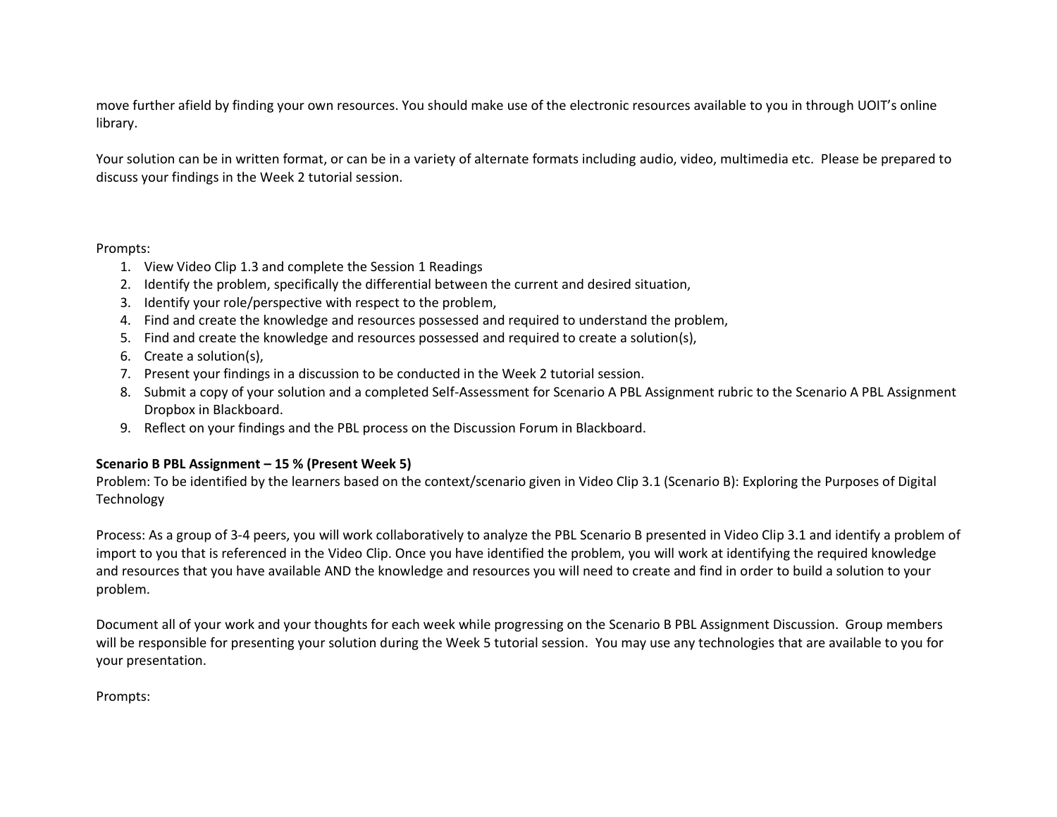move further afield by finding your own resources. You should make use of the electronic resources available to you in through UOIT's online library.

Your solution can be in written format, or can be in a variety of alternate formats including audio, video, multimedia etc. Please be prepared to discuss your findings in the Week 2 tutorial session.

Prompts:

1. View Video Clip 1.3 and complete the Session 1 Readings
2. Identify the problem, specifically the differential between the current and desired situation,
3. Identify your role/perspective with respect to the problem,
4. Find and create the knowledge and resources possessed and required to understand the problem,
5. Find and create the knowledge and resources possessed and required to create a solution(s),
6. Create a solution(s),
7. Present your findings in a discussion to be conducted in the Week 2 tutorial session.
8. Submit a copy of your solution and a completed Self-Assessment for Scenario A PBL Assignment rubric to the Scenario A PBL Assignment Dropbox in Blackboard.
9. Reflect on your findings and the PBL process on the Discussion Forum in Blackboard.

**Scenario B PBL Assignment – 15 % (Present Week 5)**

Problem: To be identified by the learners based on the context/scenario given in Video Clip 3.1 (Scenario B): Exploring the Purposes of Digital Technology

Process: As a group of 3-4 peers, you will work collaboratively to analyze the PBL Scenario B presented in Video Clip 3.1 and identify a problem of import to you that is referenced in the Video Clip. Once you have identified the problem, you will work at identifying the required knowledge and resources that you have available AND the knowledge and resources you will need to create and find in order to build a solution to your problem.

Document all of your work and your thoughts for each week while progressing on the Scenario B PBL Assignment Discussion. Group members will be responsible for presenting your solution during the Week 5 tutorial session. You may use any technologies that are available to you for your presentation.

Prompts: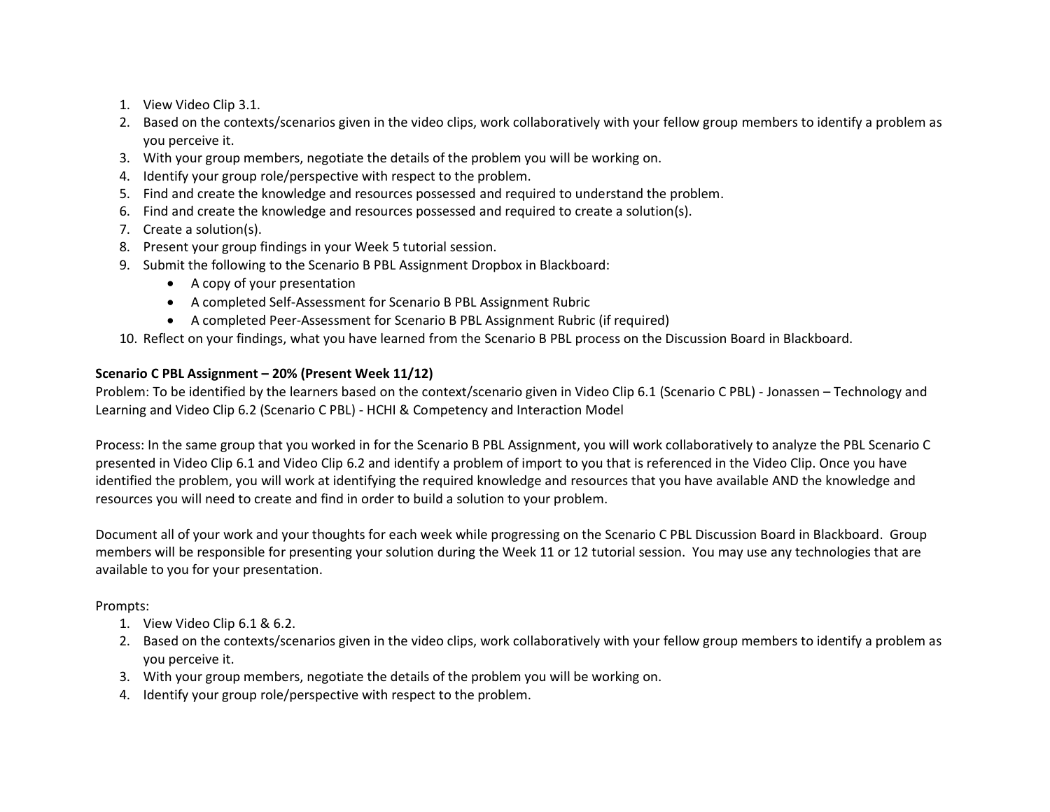1. View Video Clip 3.1.
2. Based on the contexts/scenarios given in the video clips, work collaboratively with your fellow group members to identify a problem as you perceive it.
3. With your group members, negotiate the details of the problem you will be working on.
4. Identify your group role/perspective with respect to the problem.
5. Find and create the knowledge and resources possessed and required to understand the problem.
6. Find and create the knowledge and resources possessed and required to create a solution(s).
7. Create a solution(s).
8. Present your group findings in your Week 5 tutorial session.
9. Submit the following to the Scenario B PBL Assignment Dropbox in Blackboard:
   - A copy of your presentation
   - A completed Self-Assessment for Scenario B PBL Assignment Rubric
   - A completed Peer-Assessment for Scenario B PBL Assignment Rubric (if required)
10. Reflect on your findings, what you have learned from the Scenario B PBL process on the Discussion Board in Blackboard.

**Scenario C PBL Assignment – 20% (Present Week 11/12)**

Problem: To be identified by the learners based on the context/scenario given in Video Clip 6.1 (Scenario C PBL) - Jonassen – Technology and Learning and Video Clip 6.2 (Scenario C PBL) - HCHI & Competency and Interaction Model

Process: In the same group that you worked in for the Scenario B PBL Assignment, you will work collaboratively to analyze the PBL Scenario C presented in Video Clip 6.1 and Video Clip 6.2 and identify a problem of import to you that is referenced in the Video Clip. Once you have identified the problem, you will work at identifying the required knowledge and resources that you have available AND the knowledge and resources you will need to create and find in order to build a solution to your problem.

Document all of your work and your thoughts for each week while progressing on the Scenario C PBL Discussion Board in Blackboard. Group members will be responsible for presenting your solution during the Week 11 or 12 tutorial session. You may use any technologies that are available to you for your presentation.

Prompts:

1. View Video Clip 6.1 & 6.2.
2. Based on the contexts/scenarios given in the video clips, work collaboratively with your fellow group members to identify a problem as you perceive it.
3. With your group members, negotiate the details of the problem you will be working on.
4. Identify your group role/perspective with respect to the problem.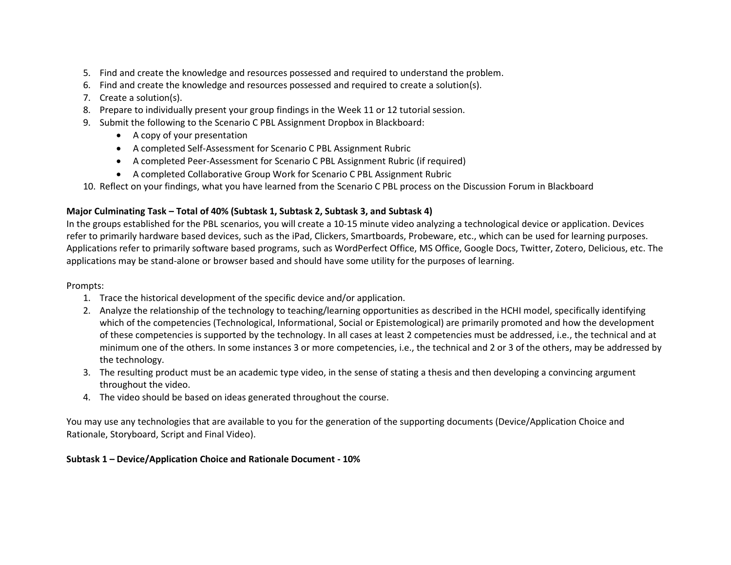5. Find and create the knowledge and resources possessed and required to understand the problem.
6. Find and create the knowledge and resources possessed and required to create a solution(s).
7. Create a solution(s).
8. Prepare to individually present your group findings in the Week 11 or 12 tutorial session.
9. Submit the following to the Scenario C PBL Assignment Dropbox in Blackboard:
    - A copy of your presentation
    - A completed Self-Assessment for Scenario C PBL Assignment Rubric
    - A completed Peer-Assessment for Scenario C PBL Assignment Rubric (if required)
    - A completed Collaborative Group Work for Scenario C PBL Assignment Rubric
10. Reflect on your findings, what you have learned from the Scenario C PBL process on the Discussion Forum in Blackboard

**Major Culminating Task – Total of 40% (Subtask 1, Subtask 2, Subtask 3, and Subtask 4)**

In the groups established for the PBL scenarios, you will create a 10-15 minute video analyzing a technological device or application. Devices refer to primarily hardware based devices, such as the iPad, Clickers, Smartboards, Probeware, etc., which can be used for learning purposes. Applications refer to primarily software based programs, such as WordPerfect Office, MS Office, Google Docs, Twitter, Zotero, Delicious, etc. The applications may be stand-alone or browser based and should have some utility for the purposes of learning.

Prompts:

1. Trace the historical development of the specific device and/or application.
2. Analyze the relationship of the technology to teaching/learning opportunities as described in the HCHI model, specifically identifying which of the competencies (Technological, Informational, Social or Epistemological) are primarily promoted and how the development of these competencies is supported by the technology. In all cases at least 2 competencies must be addressed, i.e., the technical and at minimum one of the others. In some instances 3 or more competencies, i.e., the technical and 2 or 3 of the others, may be addressed by the technology.
3. The resulting product must be an academic type video, in the sense of stating a thesis and then developing a convincing argument throughout the video.
4. The video should be based on ideas generated throughout the course.

You may use any technologies that are available to you for the generation of the supporting documents (Device/Application Choice and Rationale, Storyboard, Script and Final Video).

**Subtask 1 – Device/Application Choice and Rationale Document - 10%**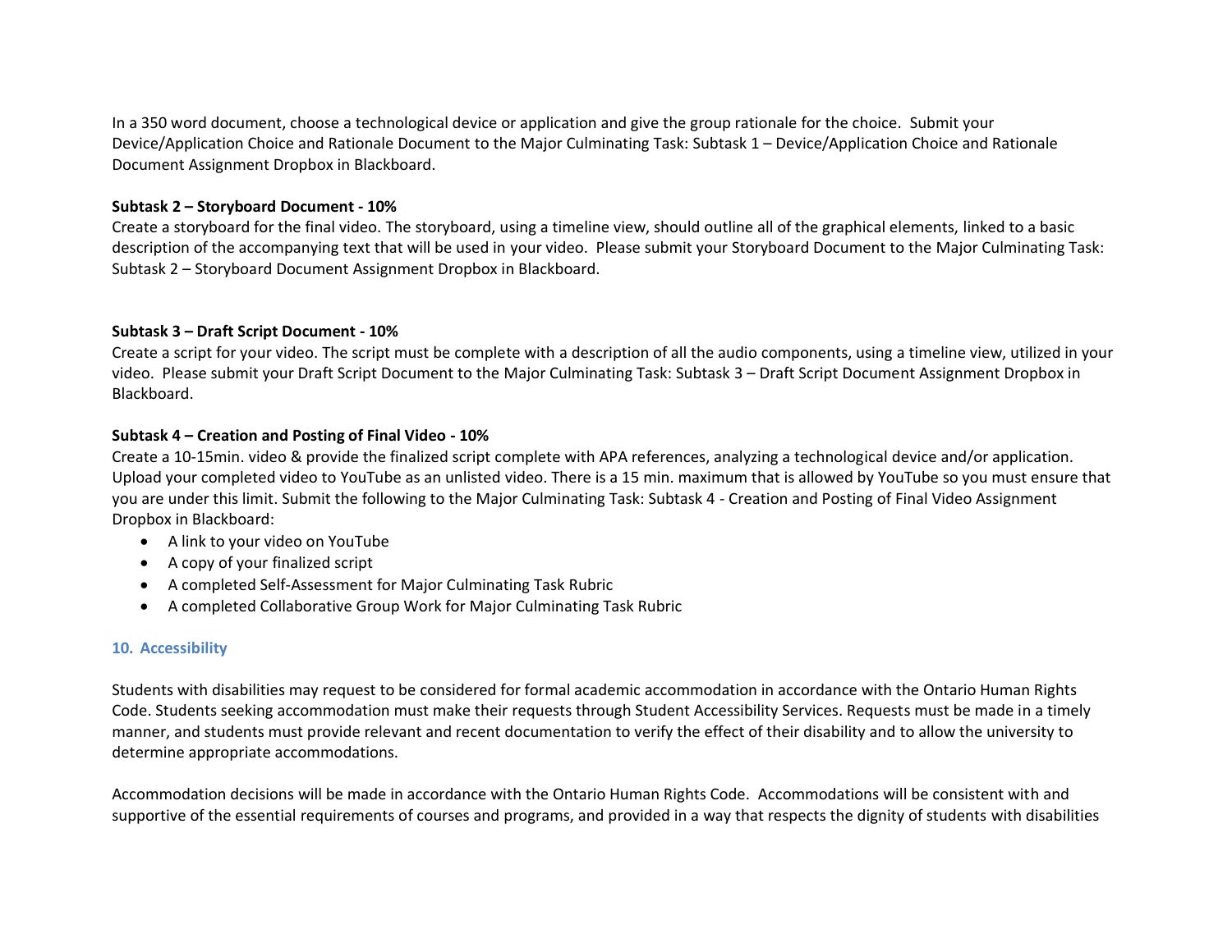In a 350 word document, choose a technological device or application and give the group rationale for the choice. Submit your Device/Application Choice and Rationale Document to the Major Culminating Task: Subtask 1 – Device/Application Choice and Rationale Document Assignment Dropbox in Blackboard.

**Subtask 2 – Storyboard Document - 10%**

Create a storyboard for the final video. The storyboard, using a timeline view, should outline all of the graphical elements, linked to a basic description of the accompanying text that will be used in your video. Please submit your Storyboard Document to the Major Culminating Task: Subtask 2 – Storyboard Document Assignment Dropbox in Blackboard.

**Subtask 3 – Draft Script Document - 10%**

Create a script for your video. The script must be complete with a description of all the audio components, using a timeline view, utilized in your video. Please submit your Draft Script Document to the Major Culminating Task: Subtask 3 – Draft Script Document Assignment Dropbox in Blackboard.

**Subtask 4 – Creation and Posting of Final Video - 10%**

Create a 10-15min. video & provide the finalized script complete with APA references, analyzing a technological device and/or application. Upload your completed video to YouTube as an unlisted video. There is a 15 min. maximum that is allowed by YouTube so you must ensure that you are under this limit. Submit the following to the Major Culminating Task: Subtask 4 - Creation and Posting of Final Video Assignment Dropbox in Blackboard:

- A link to your video on YouTube
- A copy of your finalized script
- A completed Self-Assessment for Major Culminating Task Rubric
- A completed Collaborative Group Work for Major Culminating Task Rubric

## 10. Accessibility

Students with disabilities may request to be considered for formal academic accommodation in accordance with the Ontario Human Rights Code. Students seeking accommodation must make their requests through Student Accessibility Services. Requests must be made in a timely manner, and students must provide relevant and recent documentation to verify the effect of their disability and to allow the university to determine appropriate accommodations.

Accommodation decisions will be made in accordance with the Ontario Human Rights Code. Accommodations will be consistent with and supportive of the essential requirements of courses and programs, and provided in a way that respects the dignity of students with disabilities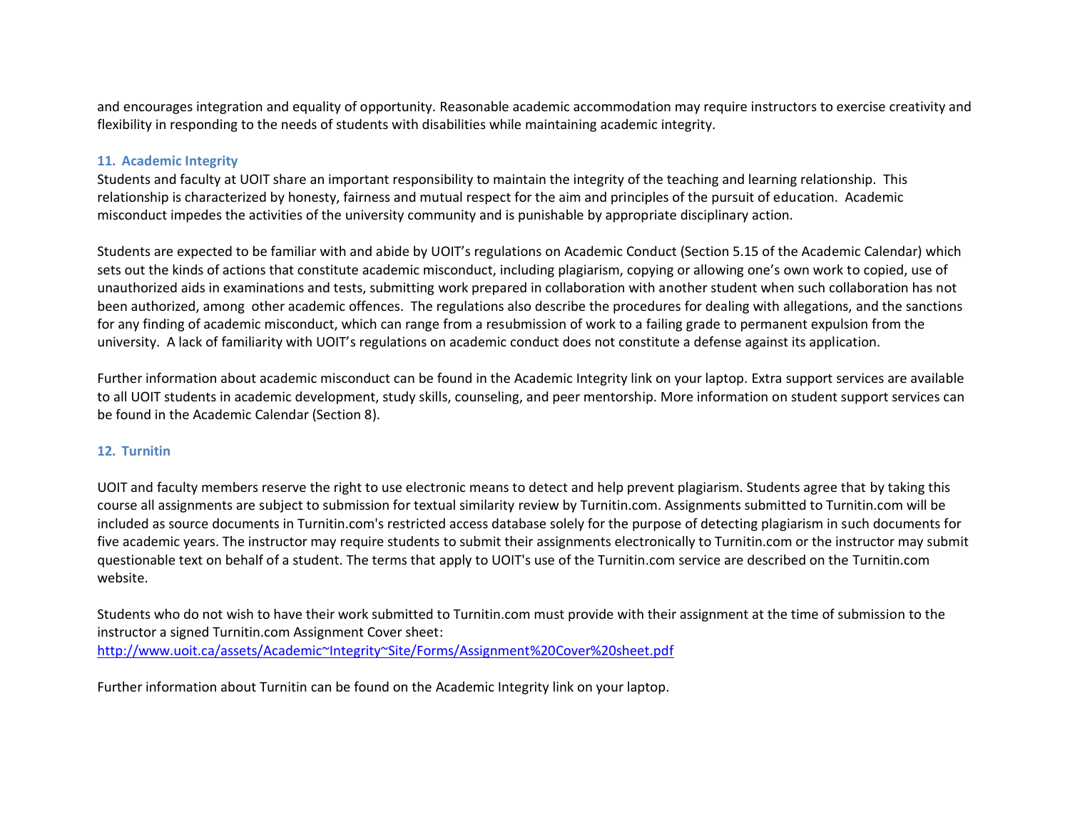and encourages integration and equality of opportunity. Reasonable academic accommodation may require instructors to exercise creativity and flexibility in responding to the needs of students with disabilities while maintaining academic integrity.

### 11. Academic Integrity

Students and faculty at UOIT share an important responsibility to maintain the integrity of the teaching and learning relationship. This relationship is characterized by honesty, fairness and mutual respect for the aim and principles of the pursuit of education. Academic misconduct impedes the activities of the university community and is punishable by appropriate disciplinary action.

Students are expected to be familiar with and abide by UOIT's regulations on Academic Conduct (Section 5.15 of the Academic Calendar) which sets out the kinds of actions that constitute academic misconduct, including plagiarism, copying or allowing one's own work to copied, use of unauthorized aids in examinations and tests, submitting work prepared in collaboration with another student when such collaboration has not been authorized, among other academic offences. The regulations also describe the procedures for dealing with allegations, and the sanctions for any finding of academic misconduct, which can range from a resubmission of work to a failing grade to permanent expulsion from the university. A lack of familiarity with UOIT's regulations on academic conduct does not constitute a defense against its application.

Further information about academic misconduct can be found in the Academic Integrity link on your laptop. Extra support services are available to all UOIT students in academic development, study skills, counseling, and peer mentorship. More information on student support services can be found in the Academic Calendar (Section 8).

### 12. Turnitin

UOIT and faculty members reserve the right to use electronic means to detect and help prevent plagiarism. Students agree that by taking this course all assignments are subject to submission for textual similarity review by Turnitin.com. Assignments submitted to Turnitin.com will be included as source documents in Turnitin.com's restricted access database solely for the purpose of detecting plagiarism in such documents for five academic years. The instructor may require students to submit their assignments electronically to Turnitin.com or the instructor may submit questionable text on behalf of a student. The terms that apply to UOIT's use of the Turnitin.com service are described on the Turnitin.com website.

Students who do not wish to have their work submitted to Turnitin.com must provide with their assignment at the time of submission to the instructor a signed Turnitin.com Assignment Cover sheet:
http://www.uoit.ca/assets/Academic~Integrity~Site/Forms/Assignment%20Cover%20sheet.pdf

Further information about Turnitin can be found on the Academic Integrity link on your laptop.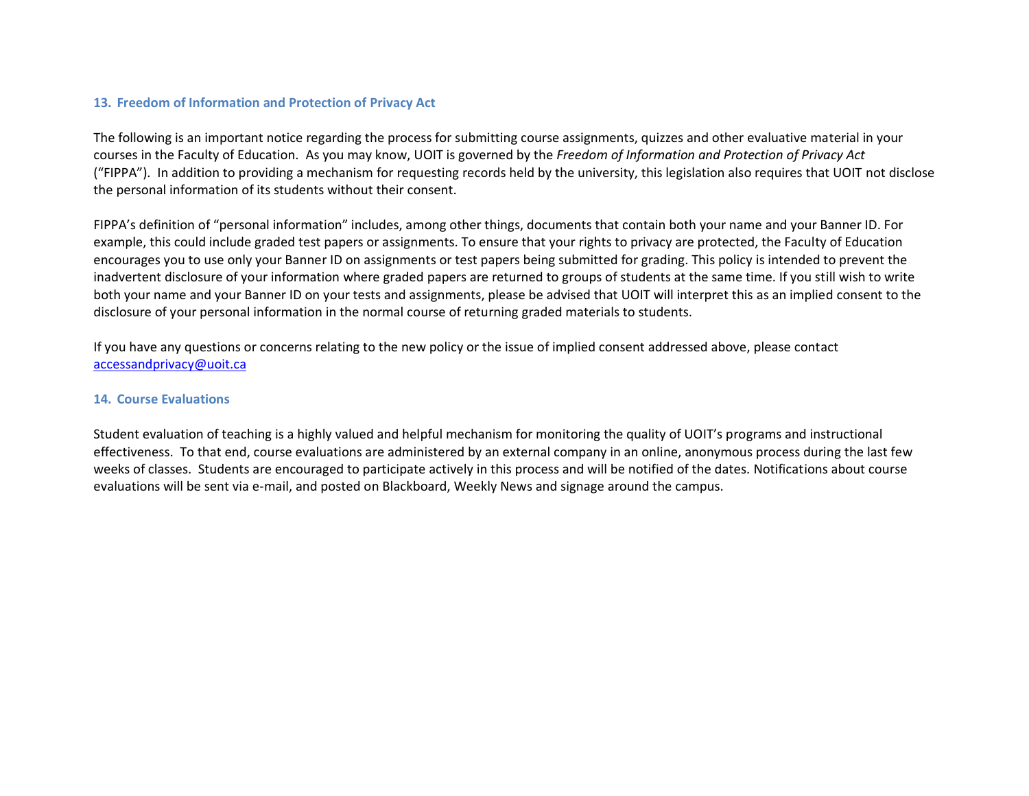### 13. Freedom of Information and Protection of Privacy Act

The following is an important notice regarding the process for submitting course assignments, quizzes and other evaluative material in your courses in the Faculty of Education. As you may know, UOIT is governed by the *Freedom of Information and Protection of Privacy Act* ("FIPPA"). In addition to providing a mechanism for requesting records held by the university, this legislation also requires that UOIT not disclose the personal information of its students without their consent.

FIPPA's definition of "personal information" includes, among other things, documents that contain both your name and your Banner ID. For example, this could include graded test papers or assignments. To ensure that your rights to privacy are protected, the Faculty of Education encourages you to use only your Banner ID on assignments or test papers being submitted for grading. This policy is intended to prevent the inadvertent disclosure of your information where graded papers are returned to groups of students at the same time. If you still wish to write both your name and your Banner ID on your tests and assignments, please be advised that UOIT will interpret this as an implied consent to the disclosure of your personal information in the normal course of returning graded materials to students.

If you have any questions or concerns relating to the new policy or the issue of implied consent addressed above, please contact [accessandprivacy@uoit.ca](mailto:accessandprivacy@uoit.ca)

### 14. Course Evaluations

Student evaluation of teaching is a highly valued and helpful mechanism for monitoring the quality of UOIT's programs and instructional effectiveness. To that end, course evaluations are administered by an external company in an online, anonymous process during the last few weeks of classes. Students are encouraged to participate actively in this process and will be notified of the dates. Notifications about course evaluations will be sent via e-mail, and posted on Blackboard, Weekly News and signage around the campus.